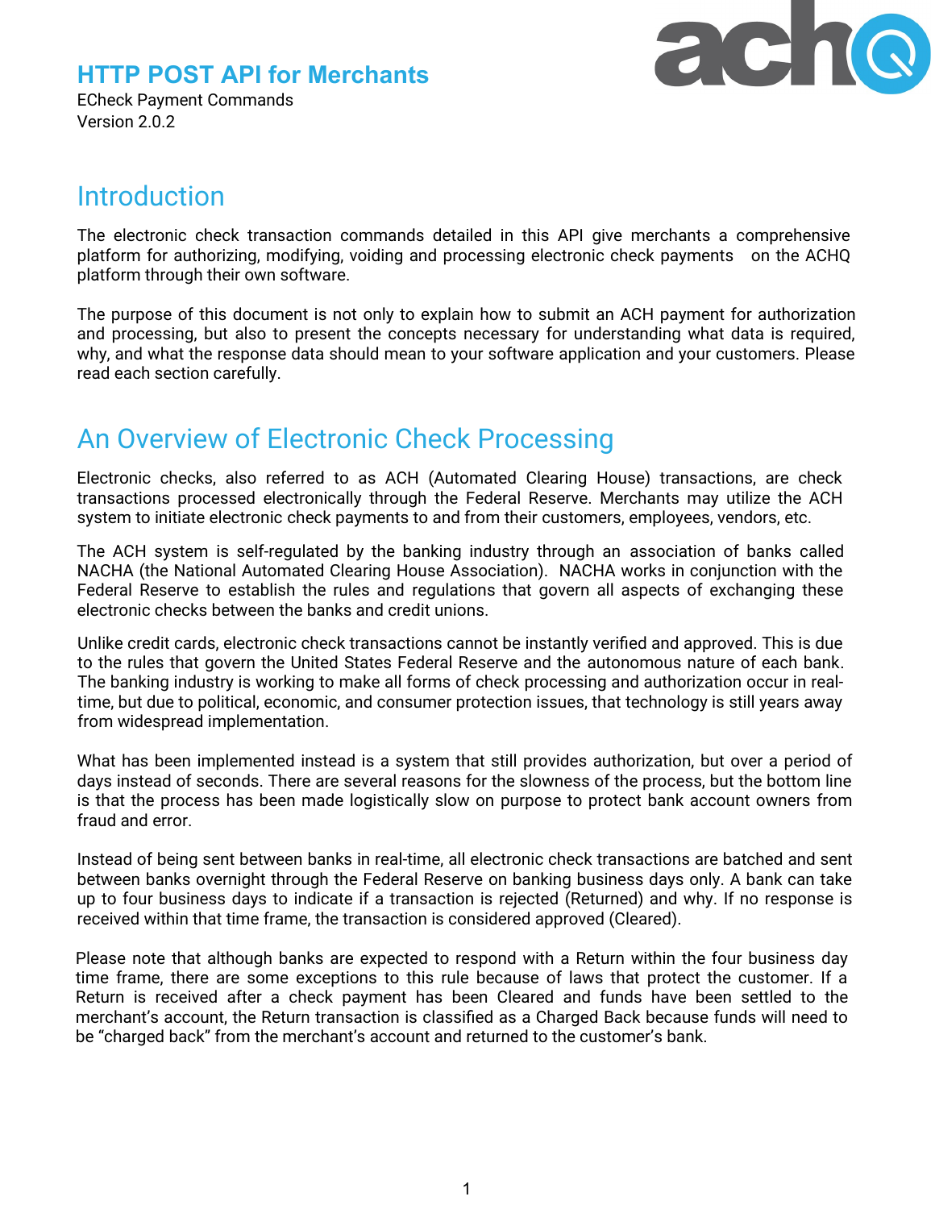# HTTP POST API for Merchants

ECheck Payment Commands
Version 2.0.2

## Introduction

The electronic check transaction commands detailed in this API give merchants a comprehensive platform for authorizing, modifying, voiding and processing electronic check payments on the ACHQ platform through their own software.

The purpose of this document is not only to explain how to submit an ACH payment for authorization and processing, but also to present the concepts necessary for understanding what data is required, why, and what the response data should mean to your software application and your customers. Please read each section carefully.

## An Overview of Electronic Check Processing

Electronic checks, also referred to as ACH (Automated Clearing House) transactions, are check transactions processed electronically through the Federal Reserve. Merchants may utilize the ACH system to initiate electronic check payments to and from their customers, employees, vendors, etc.

The ACH system is self-regulated by the banking industry through an association of banks called NACHA (the National Automated Clearing House Association). NACHA works in conjunction with the Federal Reserve to establish the rules and regulations that govern all aspects of exchanging these electronic checks between the banks and credit unions.

Unlike credit cards, electronic check transactions cannot be instantly verified and approved. This is due to the rules that govern the United States Federal Reserve and the autonomous nature of each bank. The banking industry is working to make all forms of check processing and authorization occur in real-time, but due to political, economic, and consumer protection issues, that technology is still years away from widespread implementation.

What has been implemented instead is a system that still provides authorization, but over a period of days instead of seconds. There are several reasons for the slowness of the process, but the bottom line is that the process has been made logistically slow on purpose to protect bank account owners from fraud and error.

Instead of being sent between banks in real-time, all electronic check transactions are batched and sent between banks overnight through the Federal Reserve on banking business days only. A bank can take up to four business days to indicate if a transaction is rejected (Returned) and why. If no response is received within that time frame, the transaction is considered approved (Cleared).

Please note that although banks are expected to respond with a Return within the four business day time frame, there are some exceptions to this rule because of laws that protect the customer. If a Return is received after a check payment has been Cleared and funds have been settled to the merchant's account, the Return transaction is classified as a Charged Back because funds will need to be "charged back" from the merchant's account and returned to the customer's bank.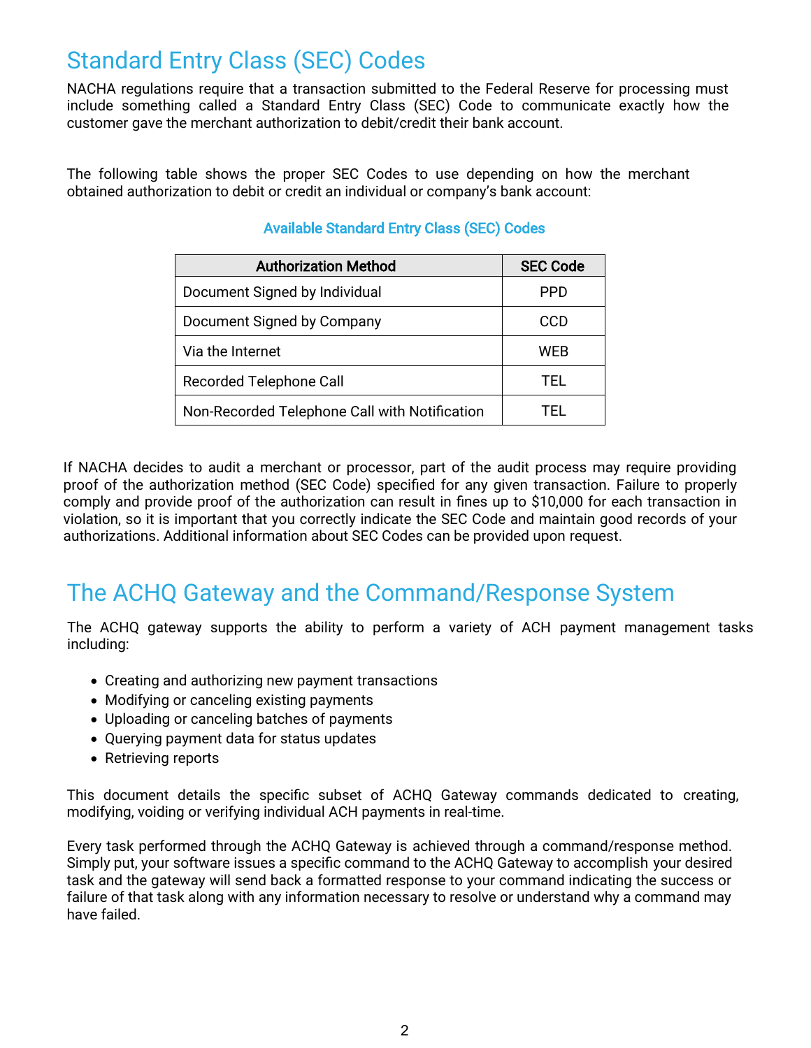## Standard Entry Class (SEC) Codes

NACHA regulations require that a transaction submitted to the Federal Reserve for processing must include something called a Standard Entry Class (SEC) Code to communicate exactly how the customer gave the merchant authorization to debit/credit their bank account.

The following table shows the proper SEC Codes to use depending on how the merchant obtained authorization to debit or credit an individual or company's bank account:

**Available Standard Entry Class (SEC) Codes**

| Authorization Method | SEC Code |
| --- | --- |
| Document Signed by Individual | PPD |
| Document Signed by Company | CCD |
| Via the Internet | WEB |
| Recorded Telephone Call | TEL |
| Non-Recorded Telephone Call with Notification | TEL |

If NACHA decides to audit a merchant or processor, part of the audit process may require providing proof of the authorization method (SEC Code) specified for any given transaction. Failure to properly comply and provide proof of the authorization can result in fines up to $10,000 for each transaction in violation, so it is important that you correctly indicate the SEC Code and maintain good records of your authorizations. Additional information about SEC Codes can be provided upon request.

## The ACHQ Gateway and the Command/Response System

The ACHQ gateway supports the ability to perform a variety of ACH payment management tasks including:

- Creating and authorizing new payment transactions
- Modifying or canceling existing payments
- Uploading or canceling batches of payments
- Querying payment data for status updates
- Retrieving reports

This document details the specific subset of ACHQ Gateway commands dedicated to creating, modifying, voiding or verifying individual ACH payments in real-time.

Every task performed through the ACHQ Gateway is achieved through a command/response method. Simply put, your software issues a specific command to the ACHQ Gateway to accomplish your desired task and the gateway will send back a formatted response to your command indicating the success or failure of that task along with any information necessary to resolve or understand why a command may have failed.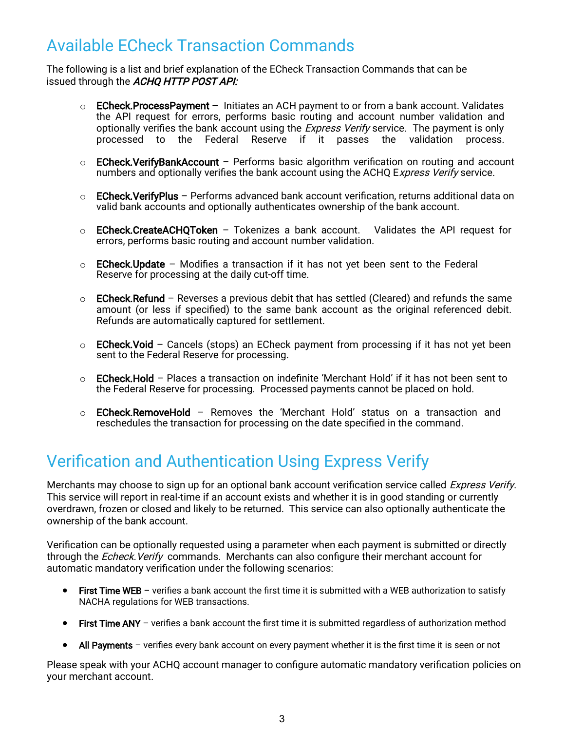## Available ECheck Transaction Commands

The following is a list and brief explanation of the ECheck Transaction Commands that can be issued through the *ACHQ HTTP POST API:*

- **ECheck.ProcessPayment –** Initiates an ACH payment to or from a bank account. Validates the API request for errors, performs basic routing and account number validation and optionally verifies the bank account using the *Express Verify* service. The payment is only processed to the Federal Reserve if it passes the validation process.
- **ECheck.VerifyBankAccount** – Performs basic algorithm verification on routing and account numbers and optionally verifies the bank account using the ACHQ E*xpress Verify* service.
- **ECheck.VerifyPlus** – Performs advanced bank account verification, returns additional data on valid bank accounts and optionally authenticates ownership of the bank account.
- **ECheck.CreateACHQToken** – Tokenizes a bank account. Validates the API request for errors, performs basic routing and account number validation.
- **ECheck.Update** – Modifies a transaction if it has not yet been sent to the Federal Reserve for processing at the daily cut-off time.
- **ECheck.Refund** – Reverses a previous debit that has settled (Cleared) and refunds the same amount (or less if specified) to the same bank account as the original referenced debit. Refunds are automatically captured for settlement.
- **ECheck.Void** – Cancels (stops) an ECheck payment from processing if it has not yet been sent to the Federal Reserve for processing.
- **ECheck.Hold** – Places a transaction on indefinite 'Merchant Hold' if it has not been sent to the Federal Reserve for processing. Processed payments cannot be placed on hold.
- **ECheck.RemoveHold** – Removes the 'Merchant Hold' status on a transaction and reschedules the transaction for processing on the date specified in the command.

## Verification and Authentication Using Express Verify

Merchants may choose to sign up for an optional bank account verification service called *Express Verify*. This service will report in real-time if an account exists and whether it is in good standing or currently overdrawn, frozen or closed and likely to be returned. This service can also optionally authenticate the ownership of the bank account.

Verification can be optionally requested using a parameter when each payment is submitted or directly through the *Echeck.Verify* commands. Merchants can also configure their merchant account for automatic mandatory verification under the following scenarios:

- **First Time WEB** – verifies a bank account the first time it is submitted with a WEB authorization to satisfy NACHA regulations for WEB transactions.
- **First Time ANY** – verifies a bank account the first time it is submitted regardless of authorization method
- **All Payments** – verifies every bank account on every payment whether it is the first time it is seen or not

Please speak with your ACHQ account manager to configure automatic mandatory verification policies on your merchant account.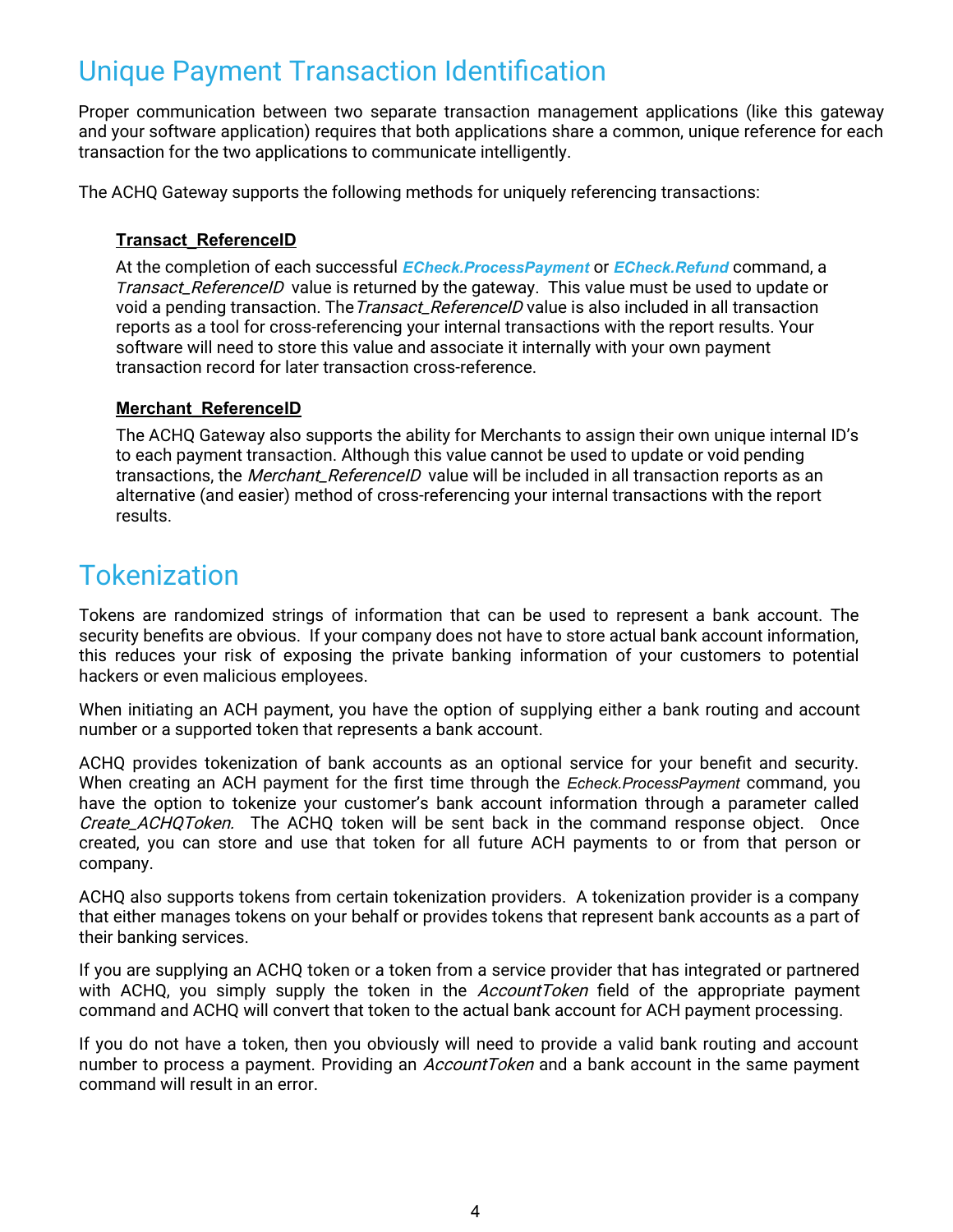## Unique Payment Transaction Identification

Proper communication between two separate transaction management applications (like this gateway and your software application) requires that both applications share a common, unique reference for each transaction for the two applications to communicate intelligently.

The ACHQ Gateway supports the following methods for uniquely referencing transactions:

**Transact_ReferenceID**

At the completion of each successful ***ECheck.ProcessPayment*** or ***ECheck.Refund*** command, a *Transact_ReferenceID* value is returned by the gateway. This value must be used to update or void a pending transaction. The *Transact_ReferenceID* value is also included in all transaction reports as a tool for cross-referencing your internal transactions with the report results. Your software will need to store this value and associate it internally with your own payment transaction record for later transaction cross-reference.

**Merchant_ReferenceID**

The ACHQ Gateway also supports the ability for Merchants to assign their own unique internal ID's to each payment transaction. Although this value cannot be used to update or void pending transactions, the *Merchant_ReferenceID* value will be included in all transaction reports as an alternative (and easier) method of cross-referencing your internal transactions with the report results.

## Tokenization

Tokens are randomized strings of information that can be used to represent a bank account. The security benefits are obvious. If your company does not have to store actual bank account information, this reduces your risk of exposing the private banking information of your customers to potential hackers or even malicious employees.

When initiating an ACH payment, you have the option of supplying either a bank routing and account number or a supported token that represents a bank account.

ACHQ provides tokenization of bank accounts as an optional service for your benefit and security. When creating an ACH payment for the first time through the *Echeck.ProcessPayment* command, you have the option to tokenize your customer's bank account information through a parameter called *Create_ACHQToken.* The ACHQ token will be sent back in the command response object. Once created, you can store and use that token for all future ACH payments to or from that person or company.

ACHQ also supports tokens from certain tokenization providers. A tokenization provider is a company that either manages tokens on your behalf or provides tokens that represent bank accounts as a part of their banking services.

If you are supplying an ACHQ token or a token from a service provider that has integrated or partnered with ACHQ, you simply supply the token in the *AccountToken* field of the appropriate payment command and ACHQ will convert that token to the actual bank account for ACH payment processing.

If you do not have a token, then you obviously will need to provide a valid bank routing and account number to process a payment. Providing an *AccountToken* and a bank account in the same payment command will result in an error.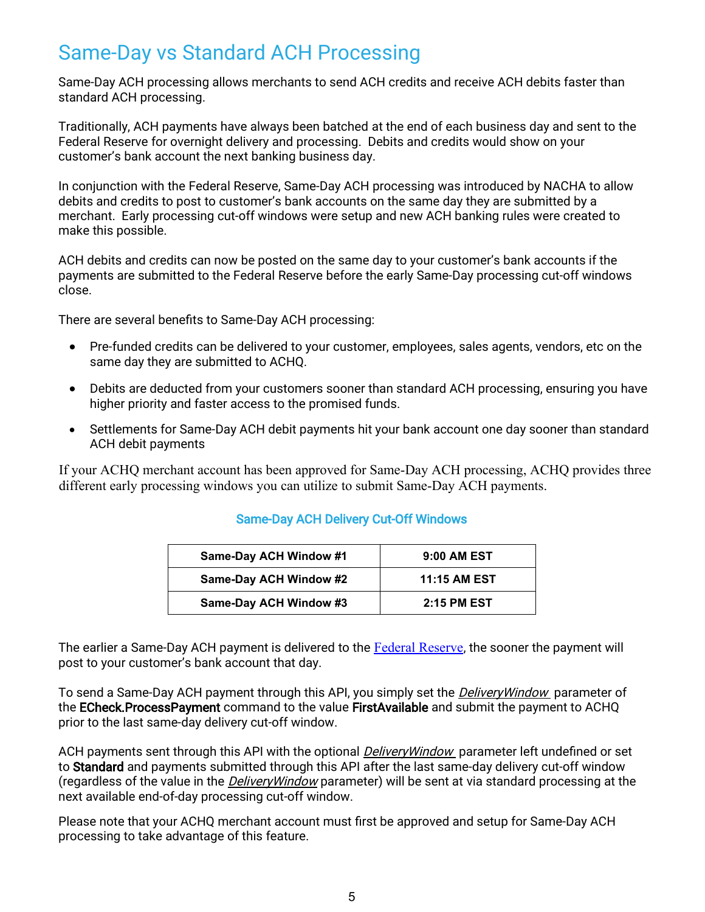# Same-Day vs Standard ACH Processing

Same-Day ACH processing allows merchants to send ACH credits and receive ACH debits faster than standard ACH processing.

Traditionally, ACH payments have always been batched at the end of each business day and sent to the Federal Reserve for overnight delivery and processing. Debits and credits would show on your customer's bank account the next banking business day.

In conjunction with the Federal Reserve, Same-Day ACH processing was introduced by NACHA to allow debits and credits to post to customer's bank accounts on the same day they are submitted by a merchant. Early processing cut-off windows were setup and new ACH banking rules were created to make this possible.

ACH debits and credits can now be posted on the same day to your customer's bank accounts if the payments are submitted to the Federal Reserve before the early Same-Day processing cut-off windows close.

There are several benefits to Same-Day ACH processing:

- Pre-funded credits can be delivered to your customer, employees, sales agents, vendors, etc on the same day they are submitted to ACHQ.
- Debits are deducted from your customers sooner than standard ACH processing, ensuring you have higher priority and faster access to the promised funds.
- Settlements for Same-Day ACH debit payments hit your bank account one day sooner than standard ACH debit payments

If your ACHQ merchant account has been approved for Same-Day ACH processing, ACHQ provides three different early processing windows you can utilize to submit Same-Day ACH payments.

### Same-Day ACH Delivery Cut-Off Windows

| Same-Day ACH Window #1 | 9:00 AM EST |
|---|---|
| Same-Day ACH Window #2 | 11:15 AM EST |
| Same-Day ACH Window #3 | 2:15 PM EST |

The earlier a Same-Day ACH payment is delivered to the Federal Reserve, the sooner the payment will post to your customer's bank account that day.

To send a Same-Day ACH payment through this API, you simply set the *DeliveryWindow* parameter of the **ECheck.ProcessPayment** command to the value **FirstAvailable** and submit the payment to ACHQ prior to the last same-day delivery cut-off window.

ACH payments sent through this API with the optional *DeliveryWindow* parameter left undefined or set to **Standard** and payments submitted through this API after the last same-day delivery cut-off window (regardless of the value in the *DeliveryWindow* parameter) will be sent at via standard processing at the next available end-of-day processing cut-off window.

Please note that your ACHQ merchant account must first be approved and setup for Same-Day ACH processing to take advantage of this feature.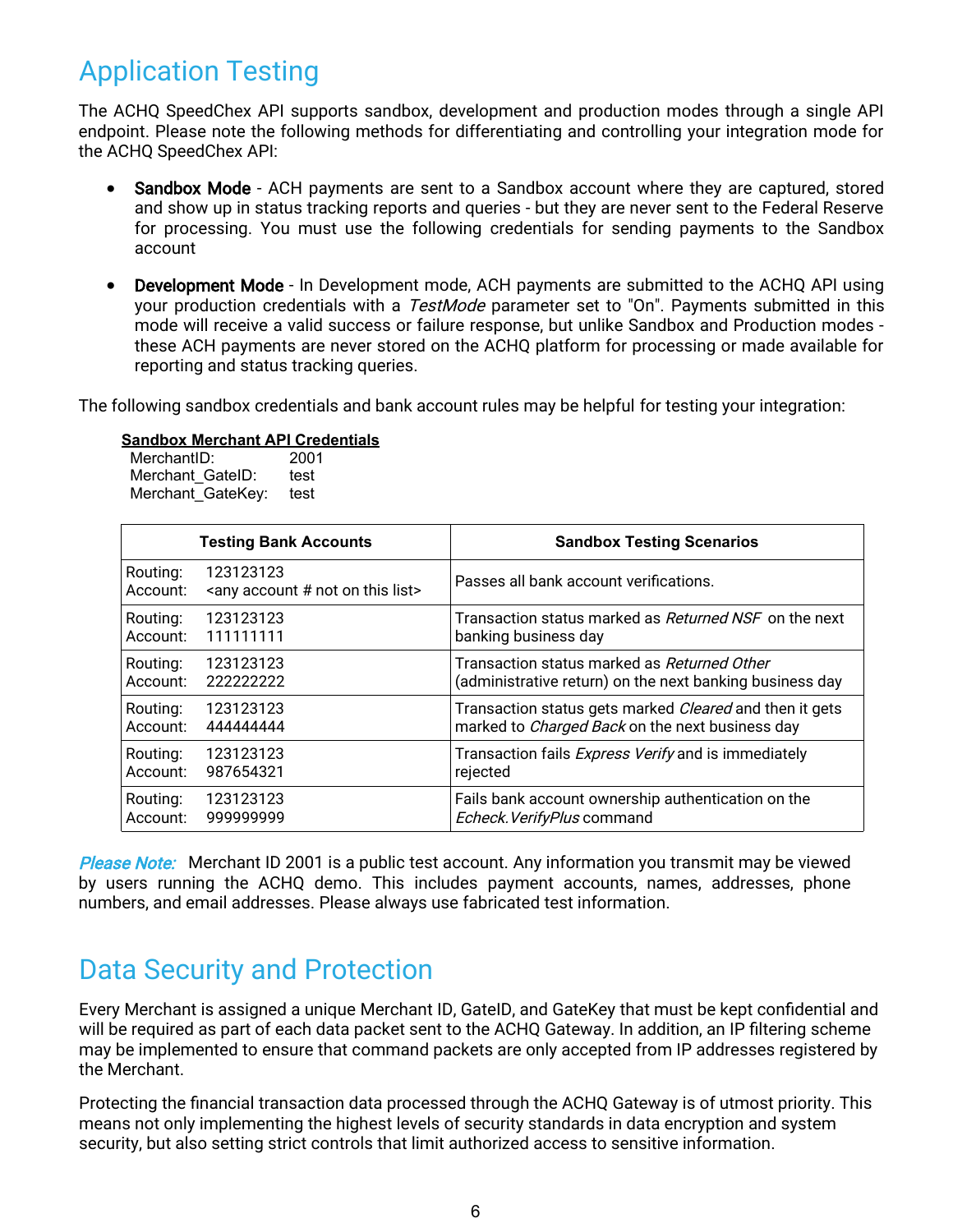# Application Testing

The ACHQ SpeedChex API supports sandbox, development and production modes through a single API endpoint. Please note the following methods for differentiating and controlling your integration mode for the ACHQ SpeedChex API:

- **Sandbox Mode** - ACH payments are sent to a Sandbox account where they are captured, stored and show up in status tracking reports and queries - but they are never sent to the Federal Reserve for processing. You must use the following credentials for sending payments to the Sandbox account

- **Development Mode** - In Development mode, ACH payments are submitted to the ACHQ API using your production credentials with a *TestMode* parameter set to "On". Payments submitted in this mode will receive a valid success or failure response, but unlike Sandbox and Production modes - these ACH payments are never stored on the ACHQ platform for processing or made available for reporting and status tracking queries.

The following sandbox credentials and bank account rules may be helpful for testing your integration:

**Sandbox Merchant API Credentials**

MerchantID: 2001
Merchant_GateID: test
Merchant_GateKey: test

| Testing Bank Accounts | Sandbox Testing Scenarios |
|---|---|
| Routing: 123123123<br>Account: <any account # not on this list> | Passes all bank account verifications. |
| Routing: 123123123<br>Account: 111111111 | Transaction status marked as *Returned NSF* on the next banking business day |
| Routing: 123123123<br>Account: 222222222 | Transaction status marked as *Returned Other* (administrative return) on the next banking business day |
| Routing: 123123123<br>Account: 444444444 | Transaction status gets marked *Cleared* and then it gets marked to *Charged Back* on the next business day |
| Routing: 123123123<br>Account: 987654321 | Transaction fails *Express Verify* and is immediately rejected |
| Routing: 123123123<br>Account: 999999999 | Fails bank account ownership authentication on the *Echeck.VerifyPlus* command |

*Please Note:* Merchant ID 2001 is a public test account. Any information you transmit may be viewed by users running the ACHQ demo. This includes payment accounts, names, addresses, phone numbers, and email addresses. Please always use fabricated test information.

# Data Security and Protection

Every Merchant is assigned a unique Merchant ID, GateID, and GateKey that must be kept confidential and will be required as part of each data packet sent to the ACHQ Gateway. In addition, an IP filtering scheme may be implemented to ensure that command packets are only accepted from IP addresses registered by the Merchant.

Protecting the financial transaction data processed through the ACHQ Gateway is of utmost priority. This means not only implementing the highest levels of security standards in data encryption and system security, but also setting strict controls that limit authorized access to sensitive information.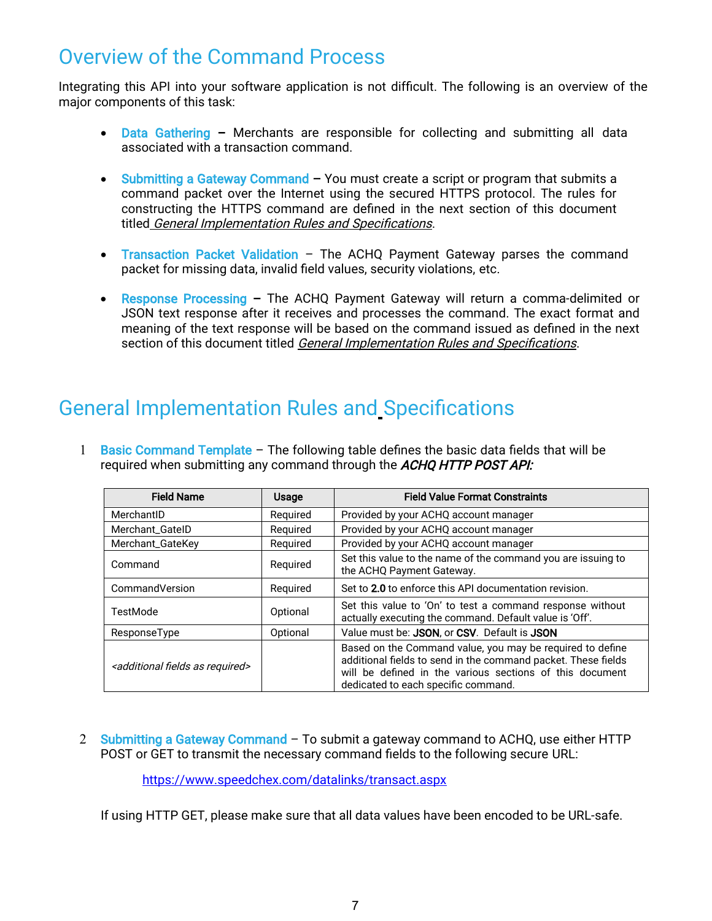# Overview of the Command Process

Integrating this API into your software application is not difficult. The following is an overview of the major components of this task:

- **Data Gathering** – Merchants are responsible for collecting and submitting all data associated with a transaction command.
- **Submitting a Gateway Command** – You must create a script or program that submits a command packet over the Internet using the secured HTTPS protocol. The rules for constructing the HTTPS command are defined in the next section of this document titled *General Implementation Rules and Specifications*.
- **Transaction Packet Validation** – The ACHQ Payment Gateway parses the command packet for missing data, invalid field values, security violations, etc.
- **Response Processing** – The ACHQ Payment Gateway will return a comma-delimited or JSON text response after it receives and processes the command. The exact format and meaning of the text response will be based on the command issued as defined in the next section of this document titled *General Implementation Rules and Specifications*.

# General Implementation Rules and Specifications

1. **Basic Command Template** – The following table defines the basic data fields that will be required when submitting any command through the ***ACHQ HTTP POST API:***

| Field Name | Usage | Field Value Format Constraints |
|---|---|---|
| MerchantID | Required | Provided by your ACHQ account manager |
| Merchant_GateID | Required | Provided by your ACHQ account manager |
| Merchant_GateKey | Required | Provided by your ACHQ account manager |
| Command | Required | Set this value to the name of the command you are issuing to the ACHQ Payment Gateway. |
| CommandVersion | Required | Set to **2.0** to enforce this API documentation revision. |
| TestMode | Optional | Set this value to 'On' to test a command response without actually executing the command. Default value is 'Off'. |
| ResponseType | Optional | Value must be: **JSON**, or **CSV**. Default is **JSON** |
| *<additional fields as required>* | | Based on the Command value, you may be required to define additional fields to send in the command packet. These fields will be defined in the various sections of this document dedicated to each specific command. |

2. **Submitting a Gateway Command** – To submit a gateway command to ACHQ, use either HTTP POST or GET to transmit the necessary command fields to the following secure URL:

   https://www.speedchex.com/datalinks/transact.aspx

   If using HTTP GET, please make sure that all data values have been encoded to be URL-safe.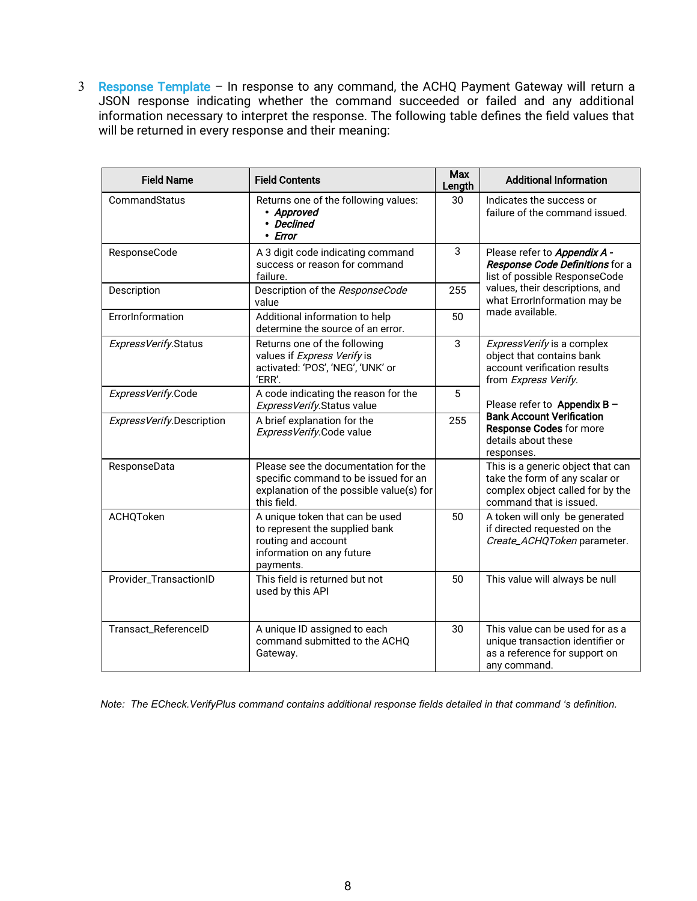3 **Response Template** – In response to any command, the ACHQ Payment Gateway will return a JSON response indicating whether the command succeeded or failed and any additional information necessary to interpret the response. The following table defines the field values that will be returned in every response and their meaning:

| Field Name | Field Contents | Max Length | Additional Information |
|---|---|---|---|
| CommandStatus | Returns one of the following values: • ***Approved*** • ***Declined*** • ***Error*** | 30 | Indicates the success or failure of the command issued. |
| ResponseCode | A 3 digit code indicating command success or reason for command failure. | 3 | Please refer to ***Appendix A - Response Code Definitions*** for a list of possible ResponseCode values, their descriptions, and what ErrorInformation may be made available. |
| Description | Description of the *ResponseCode* value | 255 | |
| ErrorInformation | Additional information to help determine the source of an error. | 50 | |
| *ExpressVerify*.Status | Returns one of the following values if *Express Verify* is activated: 'POS', 'NEG', 'UNK' or 'ERR'. | 3 | *ExpressVerify* is a complex object that contains bank account verification results from *Express Verify*. Please refer to **Appendix B – Bank Account Verification Response Codes** for more details about these responses. |
| *ExpressVerify*.Code | A code indicating the reason for the *ExpressVerify*.Status value | 5 | |
| *ExpressVerify*.Description | A brief explanation for the *ExpressVerify*.Code value | 255 | |
| ResponseData | Please see the documentation for the specific command to be issued for an explanation of the possible value(s) for this field. | | This is a generic object that can take the form of any scalar or complex object called for by the command that is issued. |
| ACHQToken | A unique token that can be used to represent the supplied bank routing and account information on any future payments. | 50 | A token will only be generated if directed requested on the *Create_ACHQToken* parameter. |
| Provider_TransactionID | This field is returned but not used by this API | 50 | This value will always be null |
| Transact_ReferenceID | A unique ID assigned to each command submitted to the ACHQ Gateway. | 30 | This value can be used for as a unique transaction identifier or as a reference for support on any command. |

*Note: The ECheck.VerifyPlus command contains additional response fields detailed in that command 's definition.*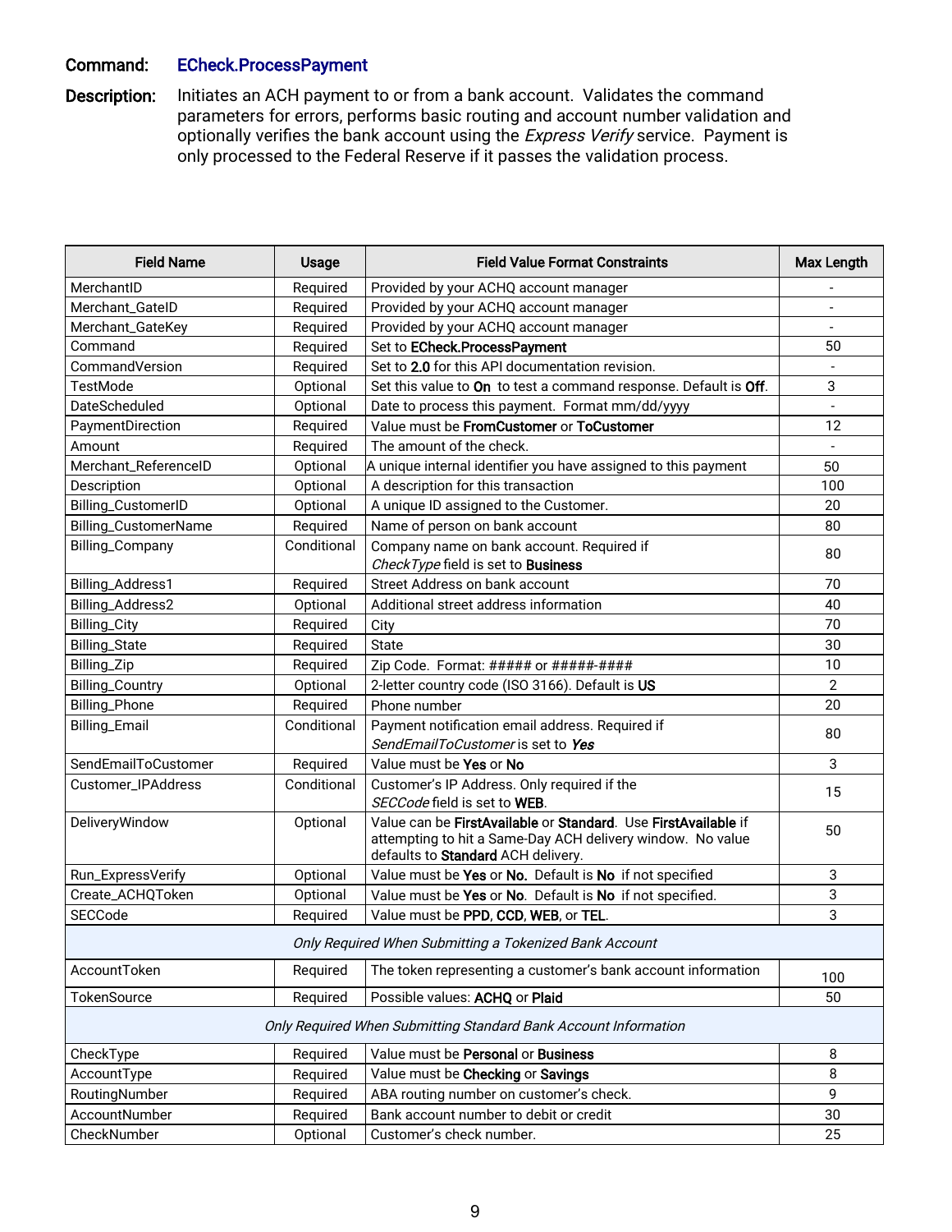**Command:** EChеck.ProcessPayment

**Description:** Initiates an ACH payment to or from a bank account. Validates the command parameters for errors, performs basic routing and account number validation and optionally verifies the bank account using the *Express Verify* service. Payment is only processed to the Federal Reserve if it passes the validation process.

| Field Name | Usage | Field Value Format Constraints | Max Length |
|---|---|---|---|
| MerchantID | Required | Provided by your ACHQ account manager | - |
| Merchant_GateID | Required | Provided by your ACHQ account manager | - |
| Merchant_GateKey | Required | Provided by your ACHQ account manager | - |
| Command | Required | Set to **ECheck.ProcessPayment** | 50 |
| CommandVersion | Required | Set to **2.0** for this API documentation revision. | - |
| TestMode | Optional | Set this value to **On** to test a command response. Default is **Off**. | 3 |
| DateScheduled | Optional | Date to process this payment. Format mm/dd/yyyy | - |
| PaymentDirection | Required | Value must be **FromCustomer** or **ToCustomer** | 12 |
| Amount | Required | The amount of the check. | - |
| Merchant_ReferenceID | Optional | A unique internal identifier you have assigned to this payment | 50 |
| Description | Optional | A description for this transaction | 100 |
| Billing_CustomerID | Optional | A unique ID assigned to the Customer. | 20 |
| Billing_CustomerName | Required | Name of person on bank account | 80 |
| Billing_Company | Conditional | Company name on bank account. Required if *CheckType* field is set to **Business** | 80 |
| Billing_Address1 | Required | Street Address on bank account | 70 |
| Billing_Address2 | Optional | Additional street address information | 40 |
| Billing_City | Required | City | 70 |
| Billing_State | Required | State | 30 |
| Billing_Zip | Required | Zip Code. Format: ##### or #####-#### | 10 |
| Billing_Country | Optional | 2-letter country code (ISO 3166). Default is **US** | 2 |
| Billing_Phone | Required | Phone number | 20 |
| Billing_Email | Conditional | Payment notification email address. Required if *SendEmailToCustomer* is set to ***Yes*** | 80 |
| SendEmailToCustomer | Required | Value must be **Yes** or **No** | 3 |
| Customer_IPAddress | Conditional | Customer's IP Address. Only required if the *SECCode* field is set to **WEB**. | 15 |
| DeliveryWindow | Optional | Value can be **FirstAvailable** or **Standard**. Use **FirstAvailable** if attempting to hit a Same-Day ACH delivery window. No value defaults to **Standard** ACH delivery. | 50 |
| Run_ExpressVerify | Optional | Value must be **Yes** or **No.** Default is **No** if not specified | 3 |
| Create_ACHQToken | Optional | Value must be **Yes** or **No**. Default is **No** if not specified. | 3 |
| SECCode | Required | Value must be **PPD**, **CCD**, **WEB**, or **TEL**. | 3 |
| *Only Required When Submitting a Tokenized Bank Account* | | | |
| AccountToken | Required | The token representing a customer's bank account information | 100 |
| TokenSource | Required | Possible values: **ACHQ** or **Plaid** | 50 |
| *Only Required When Submitting Standard Bank Account Information* | | | |
| CheckType | Required | Value must be **Personal** or **Business** | 8 |
| AccountType | Required | Value must be **Checking** or **Savings** | 8 |
| RoutingNumber | Required | ABA routing number on customer's check. | 9 |
| AccountNumber | Required | Bank account number to debit or credit | 30 |
| CheckNumber | Optional | Customer's check number. | 25 |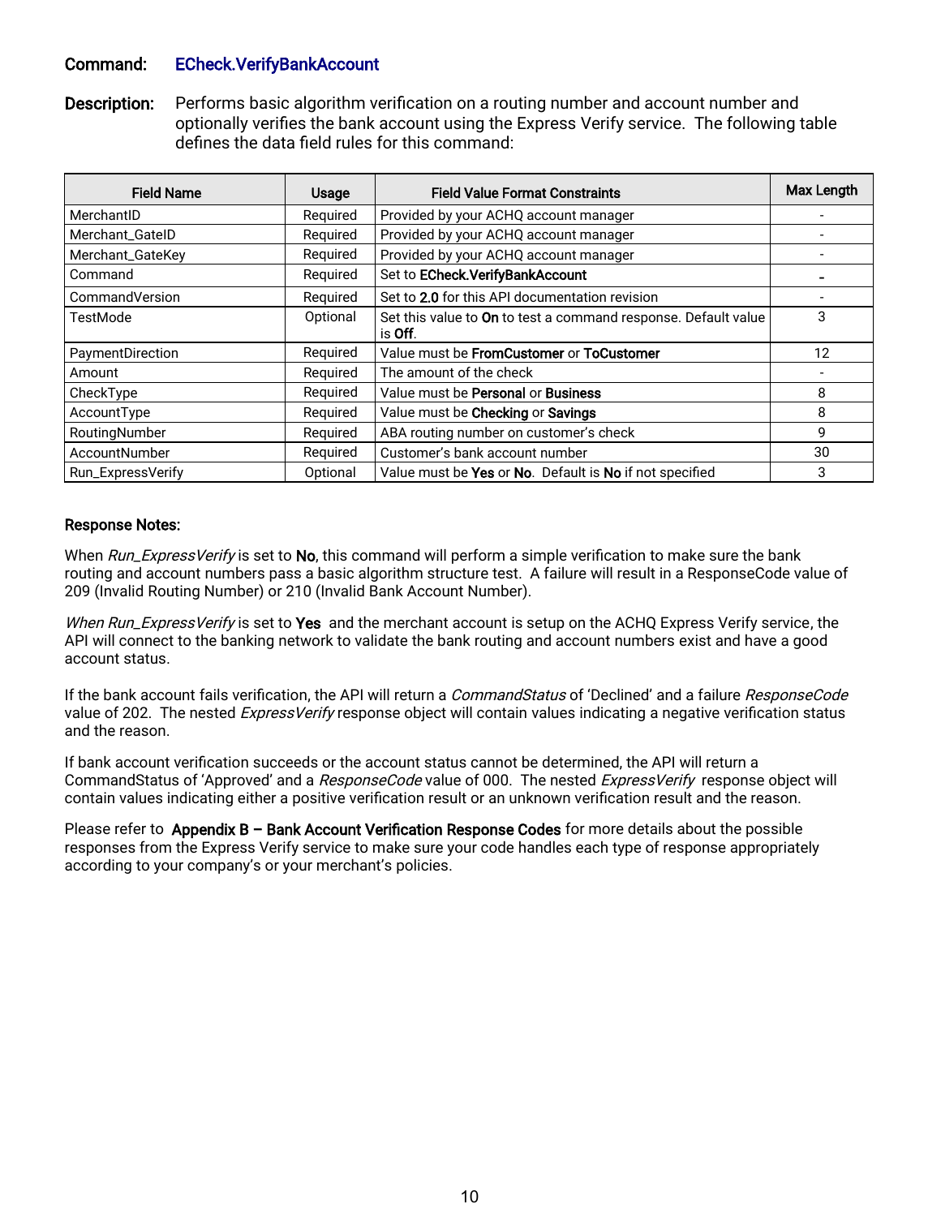**Command:** EChecк.VerifyBankAccount

**Description:** Performs basic algorithm verification on a routing number and account number and optionally verifies the bank account using the Express Verify service. The following table defines the data field rules for this command:

| Field Name | Usage | Field Value Format Constraints | Max Length |
|---|---|---|---|
| MerchantID | Required | Provided by your ACHQ account manager | - |
| Merchant_GateID | Required | Provided by your ACHQ account manager | - |
| Merchant_GateKey | Required | Provided by your ACHQ account manager | - |
| Command | Required | Set to **ECheck.VerifyBankAccount** | **-** |
| CommandVersion | Required | Set to **2.0** for this API documentation revision | - |
| TestMode | Optional | Set this value to **On** to test a command response. Default value is **Off**. | 3 |
| PaymentDirection | Required | Value must be **FromCustomer** or **ToCustomer** | 12 |
| Amount | Required | The amount of the check | - |
| CheckType | Required | Value must be **Personal** or **Business** | 8 |
| AccountType | Required | Value must be **Checking** or **Savings** | 8 |
| RoutingNumber | Required | ABA routing number on customer's check | 9 |
| AccountNumber | Required | Customer's bank account number | 30 |
| Run_ExpressVerify | Optional | Value must be **Yes** or **No**. Default is **No** if not specified | 3 |

**Response Notes:**

When *Run_ExpressVerify* is set to **No**, this command will perform a simple verification to make sure the bank routing and account numbers pass a basic algorithm structure test. A failure will result in a ResponseCode value of 209 (Invalid Routing Number) or 210 (Invalid Bank Account Number).

*When Run_ExpressVerify* is set to **Yes** and the merchant account is setup on the ACHQ Express Verify service, the API will connect to the banking network to validate the bank routing and account numbers exist and have a good account status.

If the bank account fails verification, the API will return a *CommandStatus* of 'Declined' and a failure *ResponseCode* value of 202. The nested *ExpressVerify* response object will contain values indicating a negative verification status and the reason.

If bank account verification succeeds or the account status cannot be determined, the API will return a CommandStatus of 'Approved' and a *ResponseCode* value of 000. The nested *ExpressVerify* response object will contain values indicating either a positive verification result or an unknown verification result and the reason.

Please refer to **Appendix B – Bank Account Verification Response Codes** for more details about the possible responses from the Express Verify service to make sure your code handles each type of response appropriately according to your company's or your merchant's policies.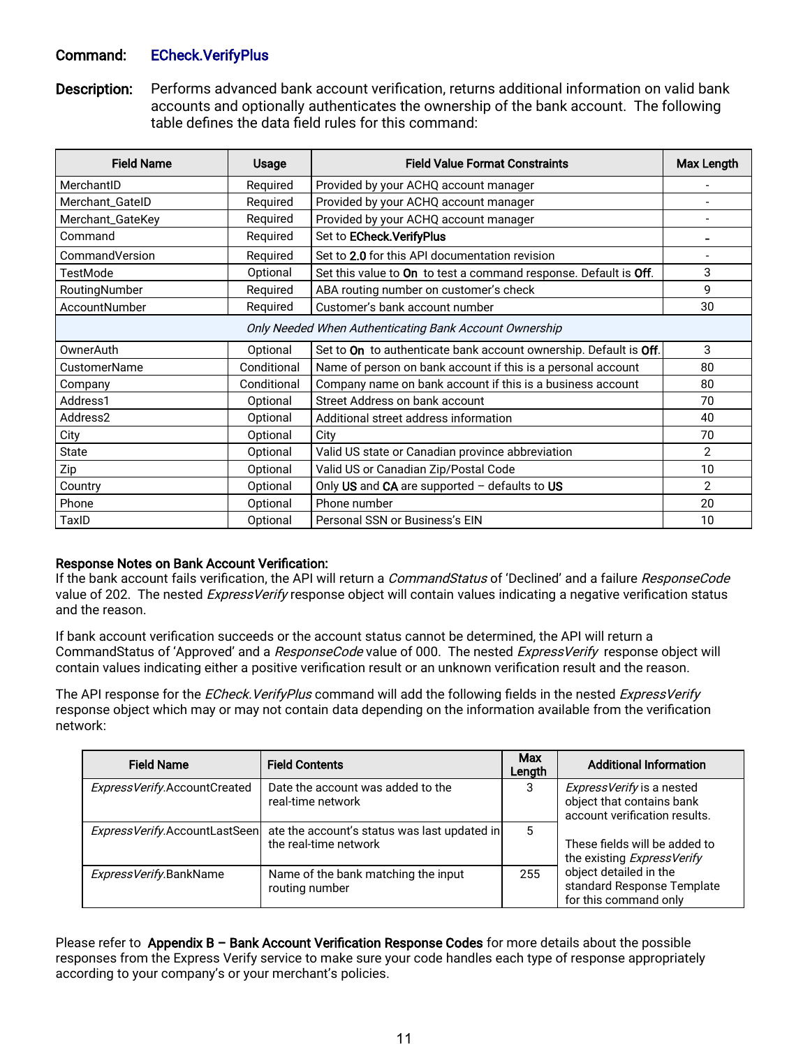**Command:** **EChecK.VerifyPlus**

**Description:** Performs advanced bank account verification, returns additional information on valid bank accounts and optionally authenticates the ownership of the bank account. The following table defines the data field rules for this command:

| Field Name | Usage | Field Value Format Constraints | Max Length |
|---|---|---|---|
| MerchantID | Required | Provided by your ACHQ account manager | - |
| Merchant_GateID | Required | Provided by your ACHQ account manager | - |
| Merchant_GateKey | Required | Provided by your ACHQ account manager | - |
| Command | Required | Set to **ECheck.VerifyPlus** | **-** |
| CommandVersion | Required | Set to **2.0** for this API documentation revision | - |
| TestMode | Optional | Set this value to **On** to test a command response. Default is **Off**. | 3 |
| RoutingNumber | Required | ABA routing number on customer's check | 9 |
| AccountNumber | Required | Customer's bank account number | 30 |
| *Only Needed When Authenticating Bank Account Ownership* | | | |
| OwnerAuth | Optional | Set to **On** to authenticate bank account ownership. Default is **Off**. | 3 |
| CustomerName | Conditional | Name of person on bank account if this is a personal account | 80 |
| Company | Conditional | Company name on bank account if this is a business account | 80 |
| Address1 | Optional | Street Address on bank account | 70 |
| Address2 | Optional | Additional street address information | 40 |
| City | Optional | City | 70 |
| State | Optional | Valid US state or Canadian province abbreviation | 2 |
| Zip | Optional | Valid US or Canadian Zip/Postal Code | 10 |
| Country | Optional | Only **US** and **CA** are supported – defaults to **US** | 2 |
| Phone | Optional | Phone number | 20 |
| TaxID | Optional | Personal SSN or Business's EIN | 10 |

**Response Notes on Bank Account Verification:**
If the bank account fails verification, the API will return a *CommandStatus* of 'Declined' and a failure *ResponseCode* value of 202. The nested *ExpressVerify* response object will contain values indicating a negative verification status and the reason.

If bank account verification succeeds or the account status cannot be determined, the API will return a CommandStatus of 'Approved' and a *ResponseCode* value of 000. The nested *ExpressVerify* response object will contain values indicating either a positive verification result or an unknown verification result and the reason.

The API response for the *ECheck.VerifyPlus* command will add the following fields in the nested *ExpressVerify* response object which may or may not contain data depending on the information available from the verification network:

| Field Name | Field Contents | Max Length | Additional Information |
|---|---|---|---|
| *ExpressVerify*.AccountCreated | Date the account was added to the real-time network | 3 | *ExpressVerify* is a nested object that contains bank account verification results. These fields will be added to the existing *ExpressVerify* object detailed in the standard Response Template for this command only |
| *ExpressVerify*.AccountLastSeen | ate the account's status was last updated in the real-time network | 5 | |
| *ExpressVerify*.BankName | Name of the bank matching the input routing number | 255 | |

Please refer to **Appendix B – Bank Account Verification Response Codes** for more details about the possible responses from the Express Verify service to make sure your code handles each type of response appropriately according to your company's or your merchant's policies.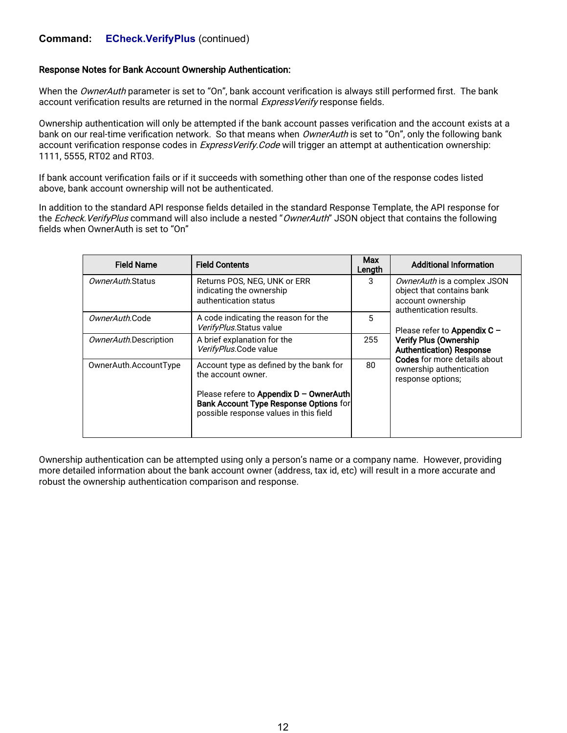**Command: ECheck.VerifyPlus** (continued)

**Response Notes for Bank Account Ownership Authentication:**

When the *OwnerAuth* parameter is set to "On", bank account verification is always still performed first. The bank account verification results are returned in the normal *ExpressVerify* response fields.

Ownership authentication will only be attempted if the bank account passes verification and the account exists at a bank on our real-time verification network. So that means when *OwnerAuth* is set to "On", only the following bank account verification response codes in *ExpressVerify.Code* will trigger an attempt at authentication ownership: 1111, 5555, RT02 and RT03.

If bank account verification fails or if it succeeds with something other than one of the response codes listed above, bank account ownership will not be authenticated.

In addition to the standard API response fields detailed in the standard Response Template, the API response for the *Echeck.VerifyPlus* command will also include a nested "*OwnerAuth*" JSON object that contains the following fields when OwnerAuth is set to "On"

| Field Name | Field Contents | Max Length | Additional Information |
|---|---|---|---|
| *OwnerAuth*.Status | Returns POS, NEG, UNK or ERR indicating the ownership authentication status | 3 | *OwnerAuth* is a complex JSON object that contains bank account ownership authentication results.<br><br>Please refer to **Appendix C – Verify Plus (Ownership Authentication) Response Codes** for more details about ownership authentication response options; |
| *OwnerAuth*.Code | A code indicating the reason for the *VerifyPlus*.Status value | 5 | |
| *OwnerAuth*.Description | A brief explanation for the *VerifyPlus*.Code value | 255 | |
| OwnerAuth.AccountType | Account type as defined by the bank for the account owner.<br><br>Please refere to **Appendix D – OwnerAuth Bank Account Type Response Options** for possible response values in this field | 80 | |

Ownership authentication can be attempted using only a person's name or a company name. However, providing more detailed information about the bank account owner (address, tax id, etc) will result in a more accurate and robust the ownership authentication comparison and response.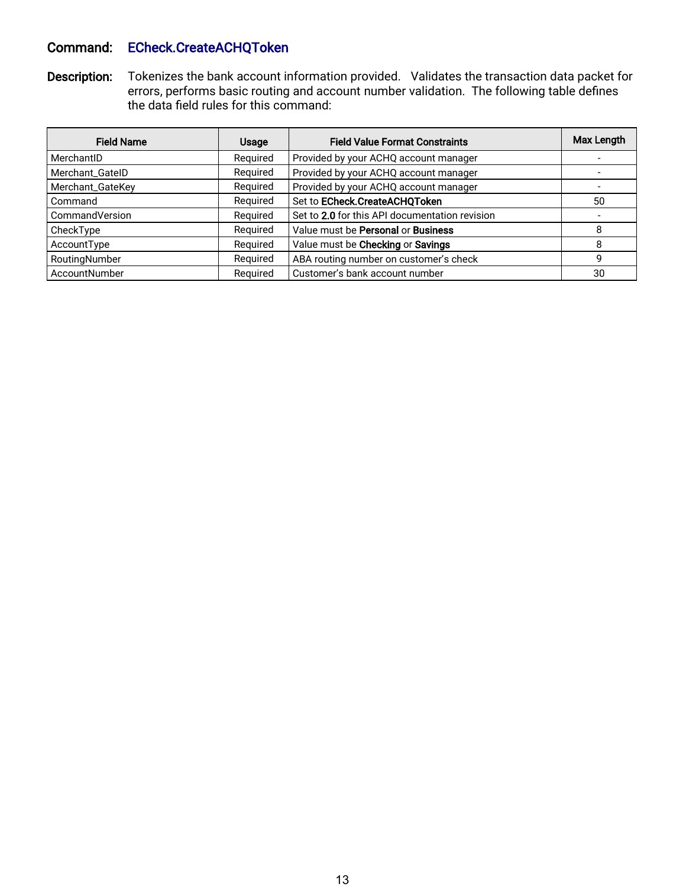**Command:** **EChecK.CreateACHQToken**

**Description:** Tokenizes the bank account information provided. Validates the transaction data packet for errors, performs basic routing and account number validation. The following table defines the data field rules for this command:

| Field Name | Usage | Field Value Format Constraints | Max Length |
|---|---|---|---|
| MerchantID | Required | Provided by your ACHQ account manager | - |
| Merchant_GateID | Required | Provided by your ACHQ account manager | - |
| Merchant_GateKey | Required | Provided by your ACHQ account manager | - |
| Command | Required | Set to **ECheck.CreateACHQToken** | 50 |
| CommandVersion | Required | Set to **2.0** for this API documentation revision | - |
| CheckType | Required | Value must be **Personal** or **Business** | 8 |
| AccountType | Required | Value must be **Checking** or **Savings** | 8 |
| RoutingNumber | Required | ABA routing number on customer's check | 9 |
| AccountNumber | Required | Customer's bank account number | 30 |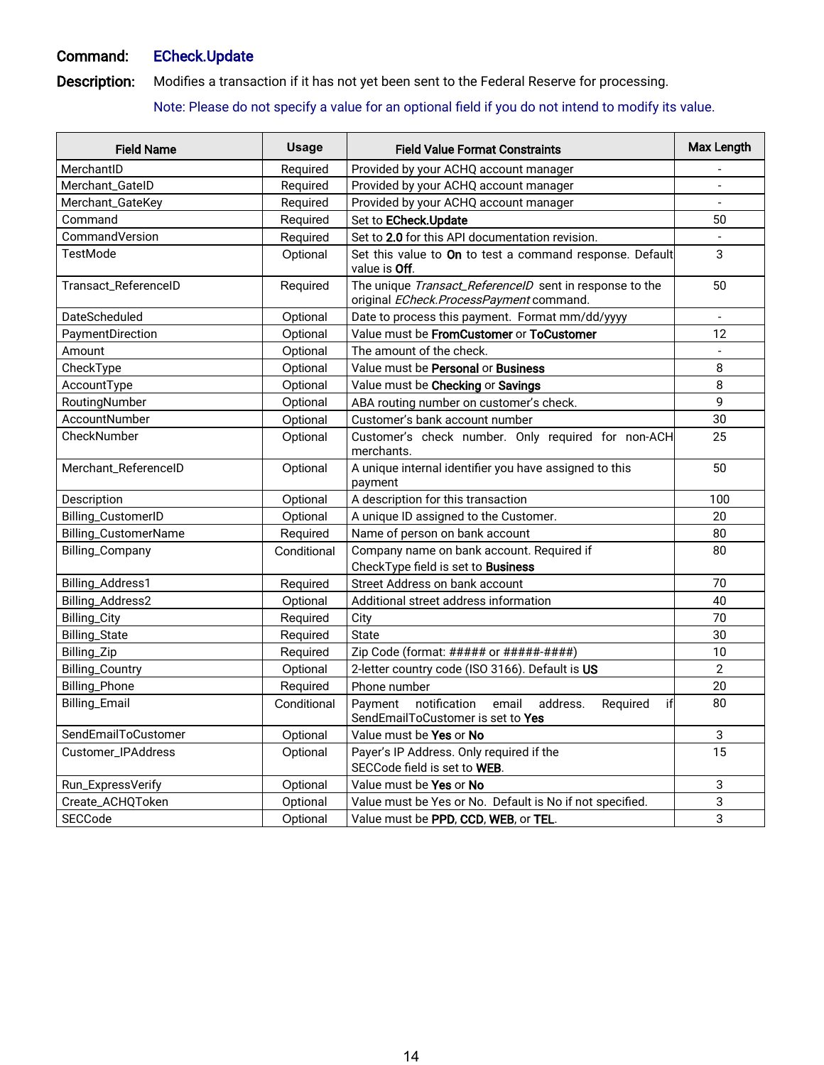**Command:** **ECheck.Update**

**Description:** Modifies a transaction if it has not yet been sent to the Federal Reserve for processing.

Note: Please do not specify a value for an optional field if you do not intend to modify its value.

| Field Name | Usage | Field Value Format Constraints | Max Length |
|---|---|---|---|
| MerchantID | Required | Provided by your ACHQ account manager | - |
| Merchant_GateID | Required | Provided by your ACHQ account manager | - |
| Merchant_GateKey | Required | Provided by your ACHQ account manager | - |
| Command | Required | Set to **ECheck.Update** | 50 |
| CommandVersion | Required | Set to **2.0** for this API documentation revision. | - |
| TestMode | Optional | Set this value to **On** to test a command response. Default value is **Off**. | 3 |
| Transact_ReferenceID | Required | The unique *Transact_ReferenceID* sent in response to the original *ECheck.ProcessPayment* command. | 50 |
| DateScheduled | Optional | Date to process this payment. Format mm/dd/yyyy | - |
| PaymentDirection | Optional | Value must be **FromCustomer** or **ToCustomer** | 12 |
| Amount | Optional | The amount of the check. | - |
| CheckType | Optional | Value must be **Personal** or **Business** | 8 |
| AccountType | Optional | Value must be **Checking** or **Savings** | 8 |
| RoutingNumber | Optional | ABA routing number on customer's check. | 9 |
| AccountNumber | Optional | Customer's bank account number | 30 |
| CheckNumber | Optional | Customer's check number. Only required for non-ACH merchants. | 25 |
| Merchant_ReferenceID | Optional | A unique internal identifier you have assigned to this payment | 50 |
| Description | Optional | A description for this transaction | 100 |
| Billing_CustomerID | Optional | A unique ID assigned to the Customer. | 20 |
| Billing_CustomerName | Required | Name of person on bank account | 80 |
| Billing_Company | Conditional | Company name on bank account. Required if CheckType field is set to **Business** | 80 |
| Billing_Address1 | Required | Street Address on bank account | 70 |
| Billing_Address2 | Optional | Additional street address information | 40 |
| Billing_City | Required | City | 70 |
| Billing_State | Required | State | 30 |
| Billing_Zip | Required | Zip Code (format: ##### or #####-####) | 10 |
| Billing_Country | Optional | 2-letter country code (ISO 3166). Default is **US** | 2 |
| Billing_Phone | Required | Phone number | 20 |
| Billing_Email | Conditional | Payment notification email address. Required if SendEmailToCustomer is set to **Yes** | 80 |
| SendEmailToCustomer | Optional | Value must be **Yes** or **No** | 3 |
| Customer_IPAddress | Optional | Payer's IP Address. Only required if the SECCode field is set to **WEB**. | 15 |
| Run_ExpressVerify | Optional | Value must be **Yes** or **No** | 3 |
| Create_ACHQToken | Optional | Value must be Yes or No. Default is No if not specified. | 3 |
| SECCode | Optional | Value must be **PPD**, **CCD**, **WEB**, or **TEL**. | 3 |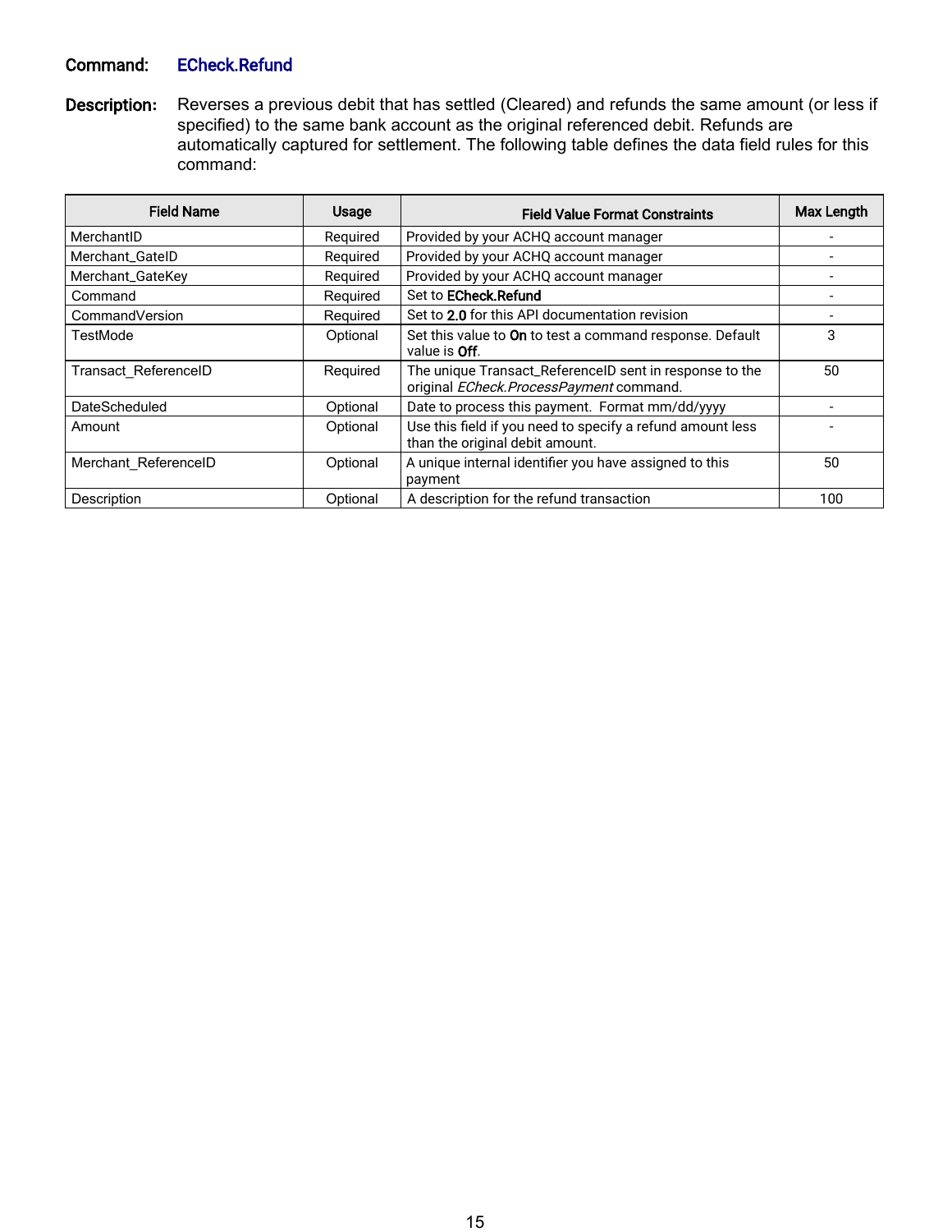**Command:** EChreck.Refund

**Description:** Reverses a previous debit that has settled (Cleared) and refunds the same amount (or less if specified) to the same bank account as the original referenced debit. Refunds are automatically captured for settlement. The following table defines the data field rules for this command:

| Field Name | Usage | Field Value Format Constraints | Max Length |
| --- | --- | --- | --- |
| MerchantID | Required | Provided by your ACHQ account manager | - |
| Merchant_GateID | Required | Provided by your ACHQ account manager | - |
| Merchant_GateKey | Required | Provided by your ACHQ account manager | - |
| Command | Required | Set to **ECheck.Refund** | - |
| CommandVersion | Required | Set to **2.0** for this API documentation revision | - |
| TestMode | Optional | Set this value to **On** to test a command response. Default value is **Off**. | 3 |
| Transact_ReferenceID | Required | The unique Transact_ReferenceID sent in response to the original *ECheck.ProcessPayment* command. | 50 |
| DateScheduled | Optional | Date to process this payment. Format mm/dd/yyyy | - |
| Amount | Optional | Use this field if you need to specify a refund amount less than the original debit amount. | - |
| Merchant_ReferenceID | Optional | A unique internal identifier you have assigned to this payment | 50 |
| Description | Optional | A description for the refund transaction | 100 |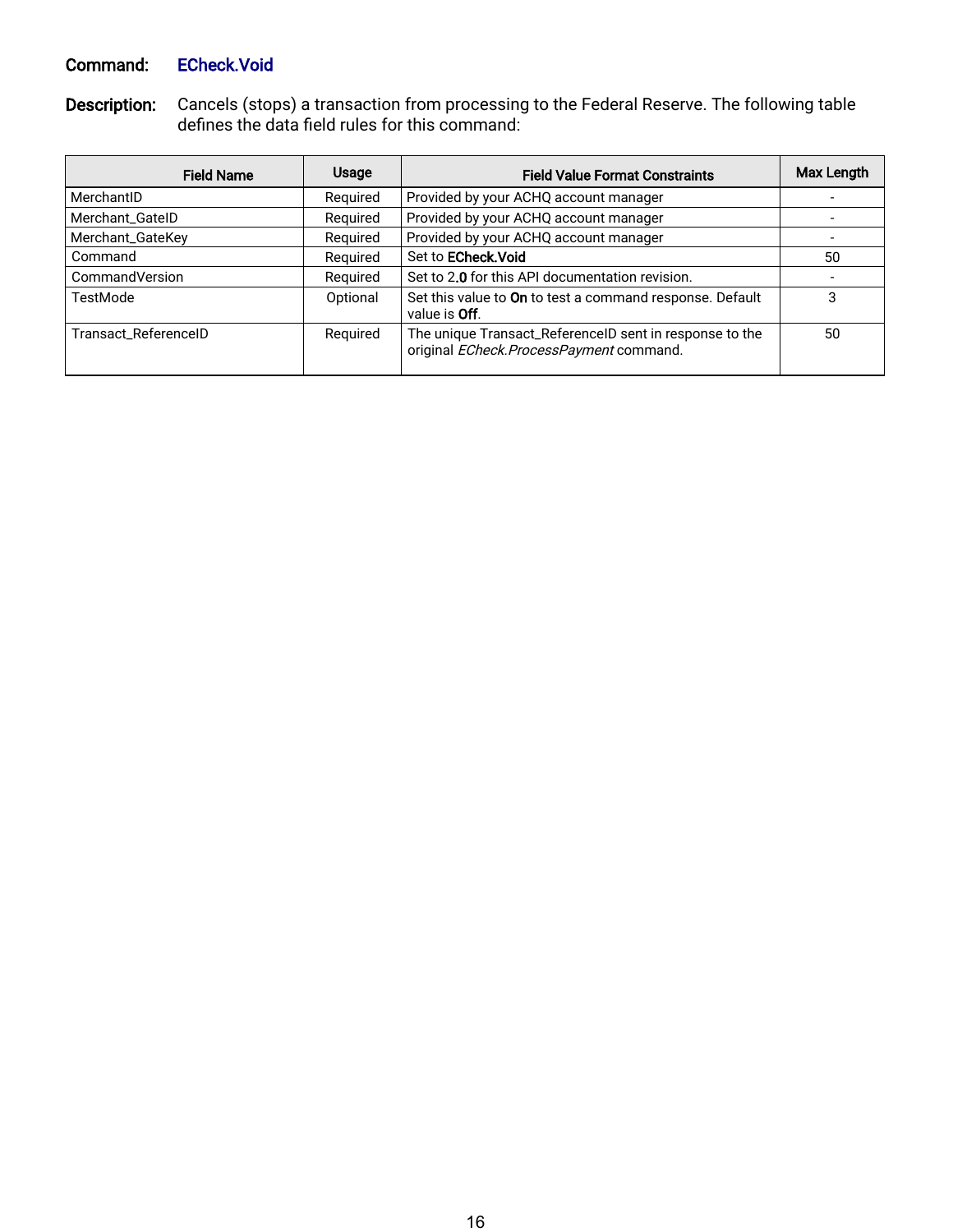**Command:** EChech.Void

**Description:** Cancels (stops) a transaction from processing to the Federal Reserve. The following table defines the data field rules for this command:

| Field Name | Usage | Field Value Format Constraints | Max Length |
|---|---|---|---|
| MerchantID | Required | Provided by your ACHQ account manager | - |
| Merchant_GateID | Required | Provided by your ACHQ account manager | - |
| Merchant_GateKey | Required | Provided by your ACHQ account manager | - |
| Command | Required | Set to **ECheck.Void** | 50 |
| CommandVersion | Required | Set to 2**.0** for this API documentation revision. | - |
| TestMode | Optional | Set this value to **On** to test a command response. Default value is **Off**. | 3 |
| Transact_ReferenceID | Required | The unique Transact_ReferenceID sent in response to the original *ECheck.ProcessPayment* command. | 50 |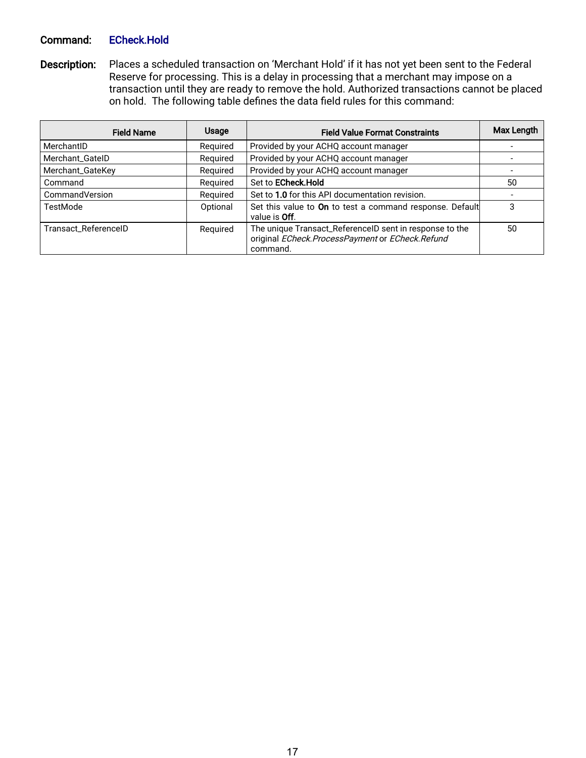**Command:** **ECheck.Hold**

**Description:** Places a scheduled transaction on 'Merchant Hold' if it has not yet been sent to the Federal Reserve for processing. This is a delay in processing that a merchant may impose on a transaction until they are ready to remove the hold. Authorized transactions cannot be placed on hold. The following table defines the data field rules for this command:

| Field Name | Usage | Field Value Format Constraints | Max Length |
|---|---|---|---|
| MerchantID | Required | Provided by your ACHQ account manager | - |
| Merchant_GateID | Required | Provided by your ACHQ account manager | - |
| Merchant_GateKey | Required | Provided by your ACHQ account manager | - |
| Command | Required | Set to **ECheck.Hold** | 50 |
| CommandVersion | Required | Set to **1.0** for this API documentation revision. | - |
| TestMode | Optional | Set this value to **On** to test a command response. Default value is **Off**. | 3 |
| Transact_ReferenceID | Required | The unique Transact_ReferenceID sent in response to the original *ECheck.ProcessPayment* or *ECheck.Refund* command. | 50 |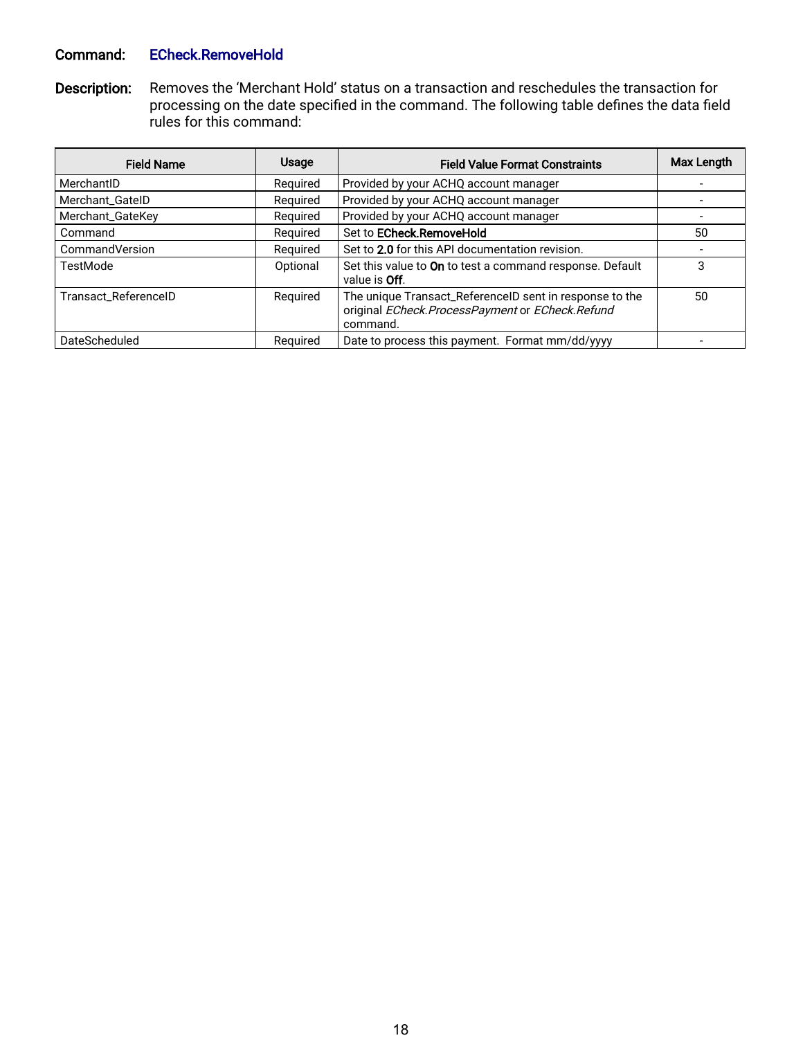**Command:** **ECheck.RemoveHold**

**Description:** Removes the 'Merchant Hold' status on a transaction and reschedules the transaction for processing on the date specified in the command. The following table defines the data field rules for this command:

| Field Name | Usage | Field Value Format Constraints | Max Length |
|---|---|---|---|
| MerchantID | Required | Provided by your ACHQ account manager | - |
| Merchant_GateID | Required | Provided by your ACHQ account manager | - |
| Merchant_GateKey | Required | Provided by your ACHQ account manager | - |
| Command | Required | Set to **ECheck.RemoveHold** | 50 |
| CommandVersion | Required | Set to **2.0** for this API documentation revision. | - |
| TestMode | Optional | Set this value to **On** to test a command response. Default value is **Off**. | 3 |
| Transact_ReferenceID | Required | The unique Transact_ReferenceID sent in response to the original *ECheck.ProcessPayment* or *ECheck.Refund* command. | 50 |
| DateScheduled | Required | Date to process this payment. Format mm/dd/yyyy | - |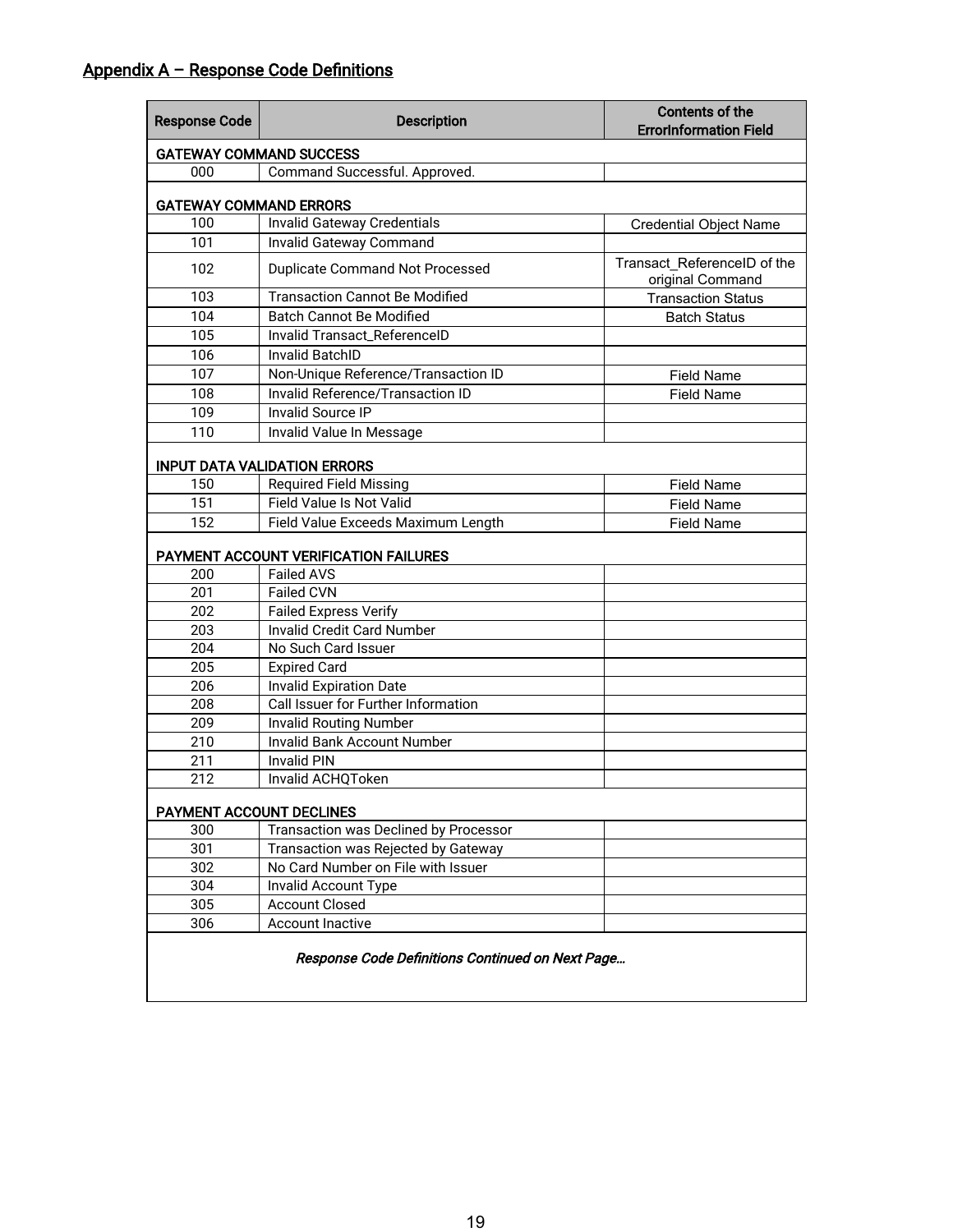## Appendix A – Response Code Definitions

| Response Code | Description | Contents of the ErrorInformation Field |
|---|---|---|
| **GATEWAY COMMAND SUCCESS** | | |
| 000 | Command Successful. Approved. | |
| **GATEWAY COMMAND ERRORS** | | |
| 100 | Invalid Gateway Credentials | Credential Object Name |
| 101 | Invalid Gateway Command | |
| 102 | Duplicate Command Not Processed | Transact_ReferenceID of the original Command |
| 103 | Transaction Cannot Be Modified | Transaction Status |
| 104 | Batch Cannot Be Modified | Batch Status |
| 105 | Invalid Transact_ReferenceID | |
| 106 | Invalid BatchID | |
| 107 | Non-Unique Reference/Transaction ID | Field Name |
| 108 | Invalid Reference/Transaction ID | Field Name |
| 109 | Invalid Source IP | |
| 110 | Invalid Value In Message | |
| **INPUT DATA VALIDATION ERRORS** | | |
| 150 | Required Field Missing | Field Name |
| 151 | Field Value Is Not Valid | Field Name |
| 152 | Field Value Exceeds Maximum Length | Field Name |
| **PAYMENT ACCOUNT VERIFICATION FAILURES** | | |
| 200 | Failed AVS | |
| 201 | Failed CVN | |
| 202 | Failed Express Verify | |
| 203 | Invalid Credit Card Number | |
| 204 | No Such Card Issuer | |
| 205 | Expired Card | |
| 206 | Invalid Expiration Date | |
| 208 | Call Issuer for Further Information | |
| 209 | Invalid Routing Number | |
| 210 | Invalid Bank Account Number | |
| 211 | Invalid PIN | |
| 212 | Invalid ACHQToken | |
| **PAYMENT ACCOUNT DECLINES** | | |
| 300 | Transaction was Declined by Processor | |
| 301 | Transaction was Rejected by Gateway | |
| 302 | No Card Number on File with Issuer | |
| 304 | Invalid Account Type | |
| 305 | Account Closed | |
| 306 | Account Inactive | |

*Response Code Definitions Continued on Next Page…*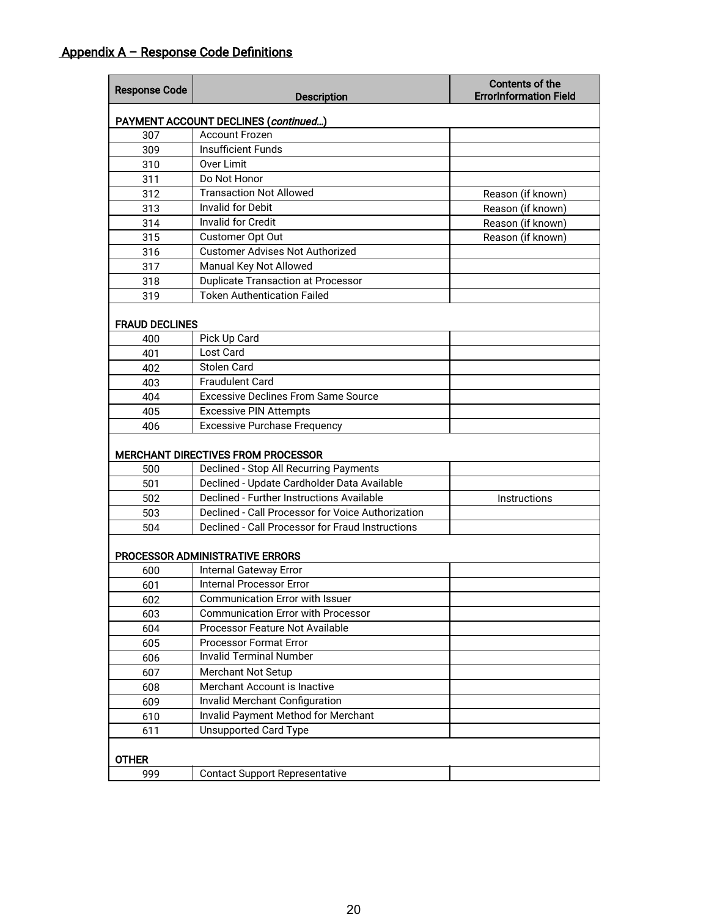## Appendix A – Response Code Definitions

| Response Code | Description | Contents of the ErrorInformation Field |
|---|---|---|
| **PAYMENT ACCOUNT DECLINES (*continued…*)** | | |
| 307 | Account Frozen | |
| 309 | Insufficient Funds | |
| 310 | Over Limit | |
| 311 | Do Not Honor | |
| 312 | Transaction Not Allowed | Reason (if known) |
| 313 | Invalid for Debit | Reason (if known) |
| 314 | Invalid for Credit | Reason (if known) |
| 315 | Customer Opt Out | Reason (if known) |
| 316 | Customer Advises Not Authorized | |
| 317 | Manual Key Not Allowed | |
| 318 | Duplicate Transaction at Processor | |
| 319 | Token Authentication Failed | |
| **FRAUD DECLINES** | | |
| 400 | Pick Up Card | |
| 401 | Lost Card | |
| 402 | Stolen Card | |
| 403 | Fraudulent Card | |
| 404 | Excessive Declines From Same Source | |
| 405 | Excessive PIN Attempts | |
| 406 | Excessive Purchase Frequency | |
| **MERCHANT DIRECTIVES FROM PROCESSOR** | | |
| 500 | Declined - Stop All Recurring Payments | |
| 501 | Declined - Update Cardholder Data Available | |
| 502 | Declined - Further Instructions Available | Instructions |
| 503 | Declined - Call Processor for Voice Authorization | |
| 504 | Declined - Call Processor for Fraud Instructions | |
| **PROCESSOR ADMINISTRATIVE ERRORS** | | |
| 600 | Internal Gateway Error | |
| 601 | Internal Processor Error | |
| 602 | Communication Error with Issuer | |
| 603 | Communication Error with Processor | |
| 604 | Processor Feature Not Available | |
| 605 | Processor Format Error | |
| 606 | Invalid Terminal Number | |
| 607 | Merchant Not Setup | |
| 608 | Merchant Account is Inactive | |
| 609 | Invalid Merchant Configuration | |
| 610 | Invalid Payment Method for Merchant | |
| 611 | Unsupported Card Type | |
| **OTHER** | | |
| 999 | Contact Support Representative | |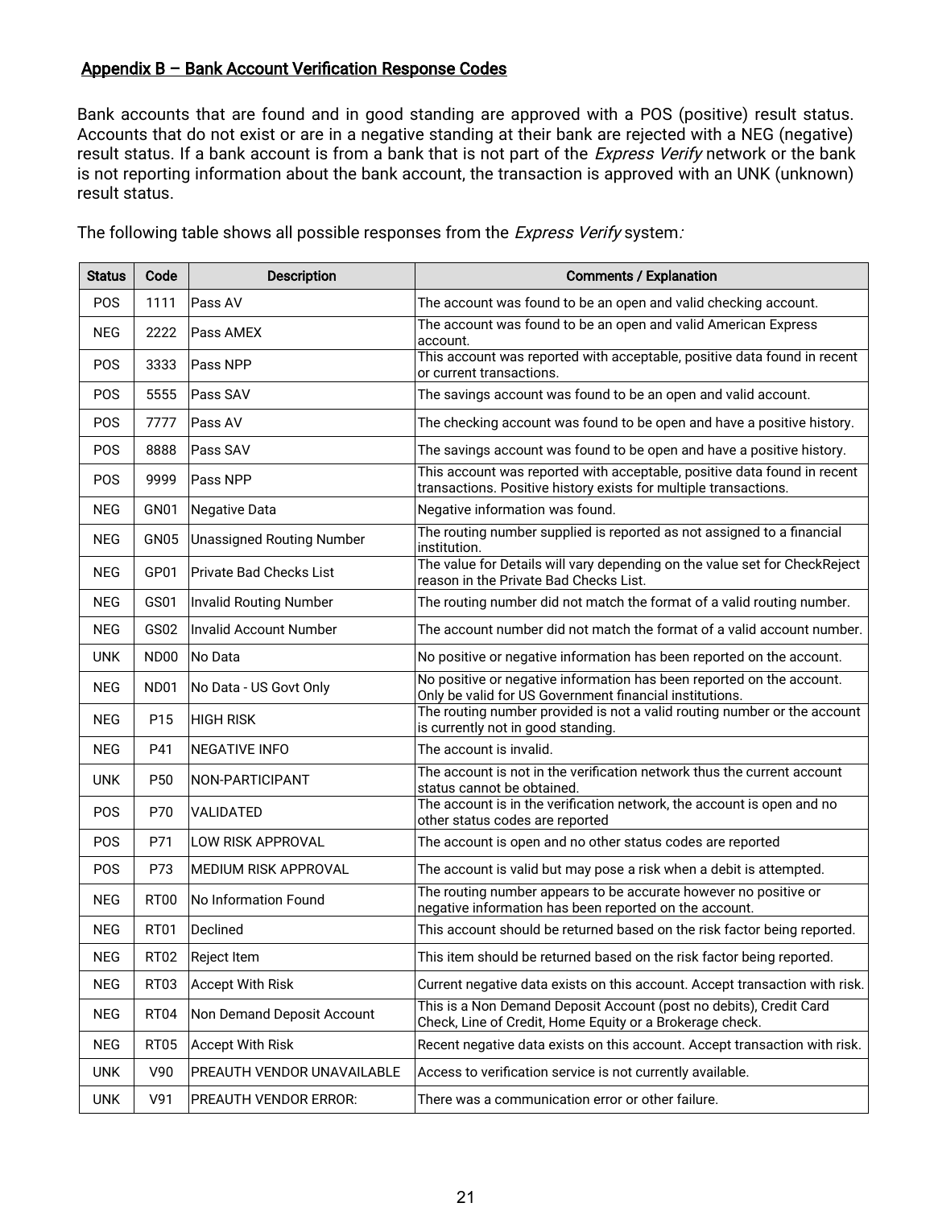## Appendix B – Bank Account Verification Response Codes

Bank accounts that are found and in good standing are approved with a POS (positive) result status. Accounts that do not exist or are in a negative standing at their bank are rejected with a NEG (negative) result status. If a bank account is from a bank that is not part of the *Express Verify* network or the bank is not reporting information about the bank account, the transaction is approved with an UNK (unknown) result status.

The following table shows all possible responses from the *Express Verify* system*:*

| Status | Code | Description | Comments / Explanation |
|---|---|---|---|
| POS | 1111 | Pass AV | The account was found to be an open and valid checking account. |
| NEG | 2222 | Pass AMEX | The account was found to be an open and valid American Express account. |
| POS | 3333 | Pass NPP | This account was reported with acceptable, positive data found in recent or current transactions. |
| POS | 5555 | Pass SAV | The savings account was found to be an open and valid account. |
| POS | 7777 | Pass AV | The checking account was found to be open and have a positive history. |
| POS | 8888 | Pass SAV | The savings account was found to be open and have a positive history. |
| POS | 9999 | Pass NPP | This account was reported with acceptable, positive data found in recent transactions. Positive history exists for multiple transactions. |
| NEG | GN01 | Negative Data | Negative information was found. |
| NEG | GN05 | Unassigned Routing Number | The routing number supplied is reported as not assigned to a financial institution. |
| NEG | GP01 | Private Bad Checks List | The value for Details will vary depending on the value set for CheckReject reason in the Private Bad Checks List. |
| NEG | GS01 | Invalid Routing Number | The routing number did not match the format of a valid routing number. |
| NEG | GS02 | Invalid Account Number | The account number did not match the format of a valid account number. |
| UNK | ND00 | No Data | No positive or negative information has been reported on the account. |
| NEG | ND01 | No Data - US Govt Only | No positive or negative information has been reported on the account. Only be valid for US Government financial institutions. |
| NEG | P15 | HIGH RISK | The routing number provided is not a valid routing number or the account is currently not in good standing. |
| NEG | P41 | NEGATIVE INFO | The account is invalid. |
| UNK | P50 | NON-PARTICIPANT | The account is not in the verification network thus the current account status cannot be obtained. |
| POS | P70 | VALIDATED | The account is in the verification network, the account is open and no other status codes are reported |
| POS | P71 | LOW RISK APPROVAL | The account is open and no other status codes are reported |
| POS | P73 | MEDIUM RISK APPROVAL | The account is valid but may pose a risk when a debit is attempted. |
| NEG | RT00 | No Information Found | The routing number appears to be accurate however no positive or negative information has been reported on the account. |
| NEG | RT01 | Declined | This account should be returned based on the risk factor being reported. |
| NEG | RT02 | Reject Item | This item should be returned based on the risk factor being reported. |
| NEG | RT03 | Accept With Risk | Current negative data exists on this account. Accept transaction with risk. |
| NEG | RT04 | Non Demand Deposit Account | This is a Non Demand Deposit Account (post no debits), Credit Card Check, Line of Credit, Home Equity or a Brokerage check. |
| NEG | RT05 | Accept With Risk | Recent negative data exists on this account. Accept transaction with risk. |
| UNK | V90 | PREAUTH VENDOR UNAVAILABLE | Access to verification service is not currently available. |
| UNK | V91 | PREAUTH VENDOR ERROR: | There was a communication error or other failure. |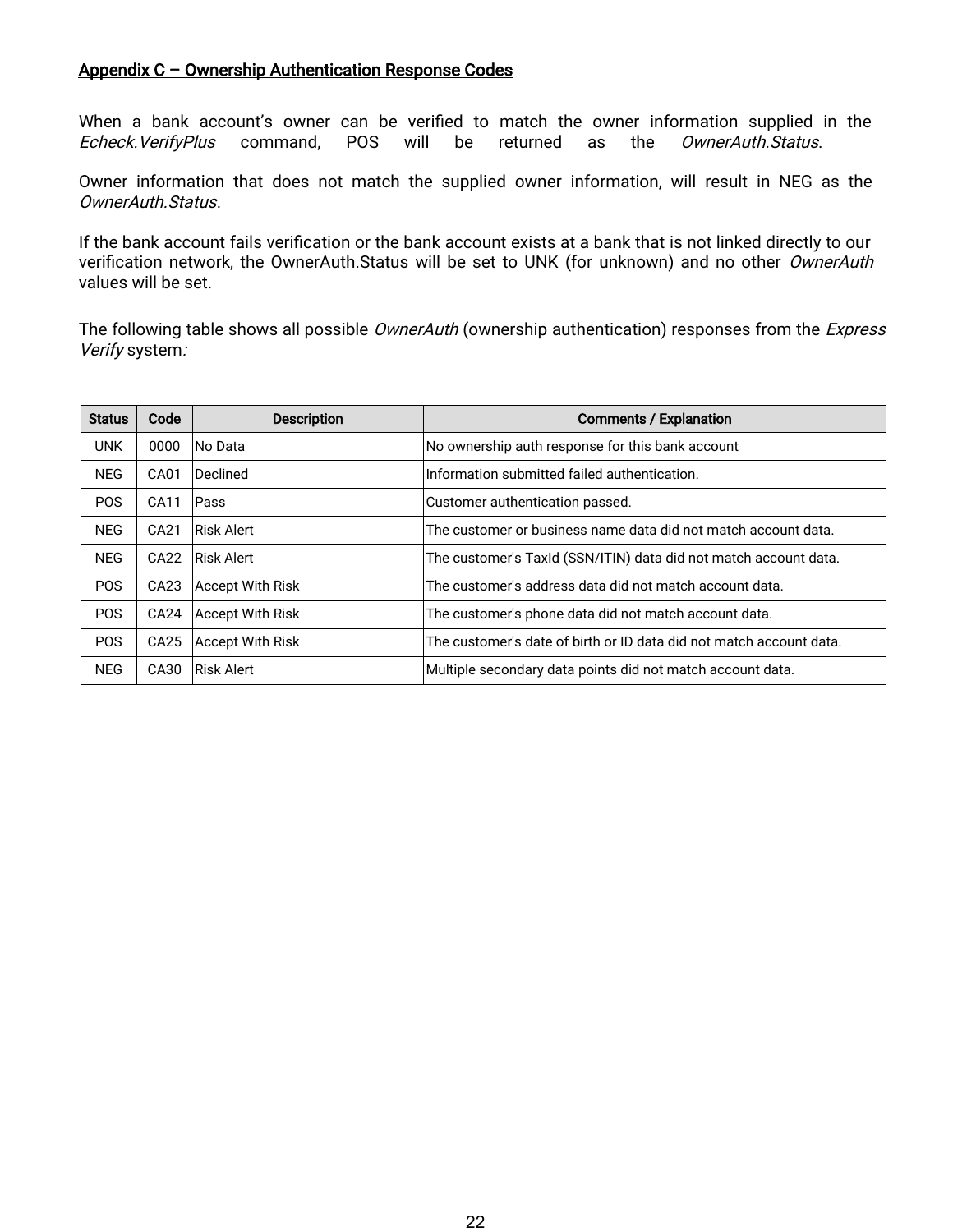## Appendix C – Ownership Authentication Response Codes

When a bank account's owner can be verified to match the owner information supplied in the *Echeck.VerifyPlus* command, POS will be returned as the *OwnerAuth.Status*.

Owner information that does not match the supplied owner information, will result in NEG as the *OwnerAuth.Status*.

If the bank account fails verification or the bank account exists at a bank that is not linked directly to our verification network, the OwnerAuth.Status will be set to UNK (for unknown) and no other *OwnerAuth* values will be set.

The following table shows all possible *OwnerAuth* (ownership authentication) responses from the *Express Verify* system*:*

| Status | Code | Description | Comments / Explanation |
|---|---|---|---|
| UNK | 0000 | No Data | No ownership auth response for this bank account |
| NEG | CA01 | Declined | Information submitted failed authentication. |
| POS | CA11 | Pass | Customer authentication passed. |
| NEG | CA21 | Risk Alert | The customer or business name data did not match account data. |
| NEG | CA22 | Risk Alert | The customer's TaxId (SSN/ITIN) data did not match account data. |
| POS | CA23 | Accept With Risk | The customer's address data did not match account data. |
| POS | CA24 | Accept With Risk | The customer's phone data did not match account data. |
| POS | CA25 | Accept With Risk | The customer's date of birth or ID data did not match account data. |
| NEG | CA30 | Risk Alert | Multiple secondary data points did not match account data. |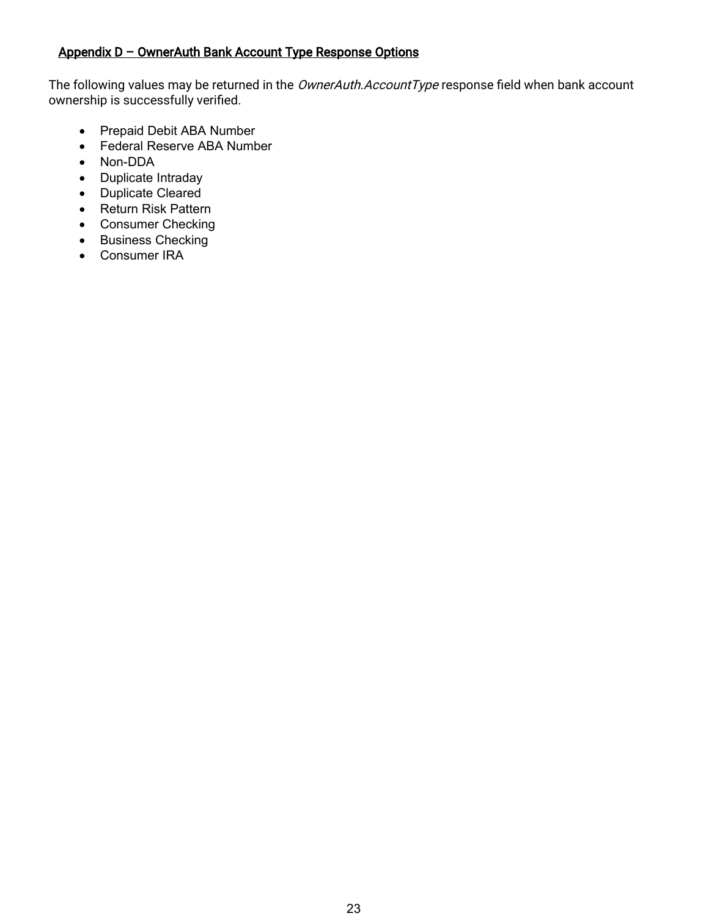## Appendix D – OwnerAuth Bank Account Type Response Options

The following values may be returned in the *OwnerAuth.AccountType* response field when bank account ownership is successfully verified.

- Prepaid Debit ABA Number
- Federal Reserve ABA Number
- Non-DDA
- Duplicate Intraday
- Duplicate Cleared
- Return Risk Pattern
- Consumer Checking
- Business Checking
- Consumer IRA